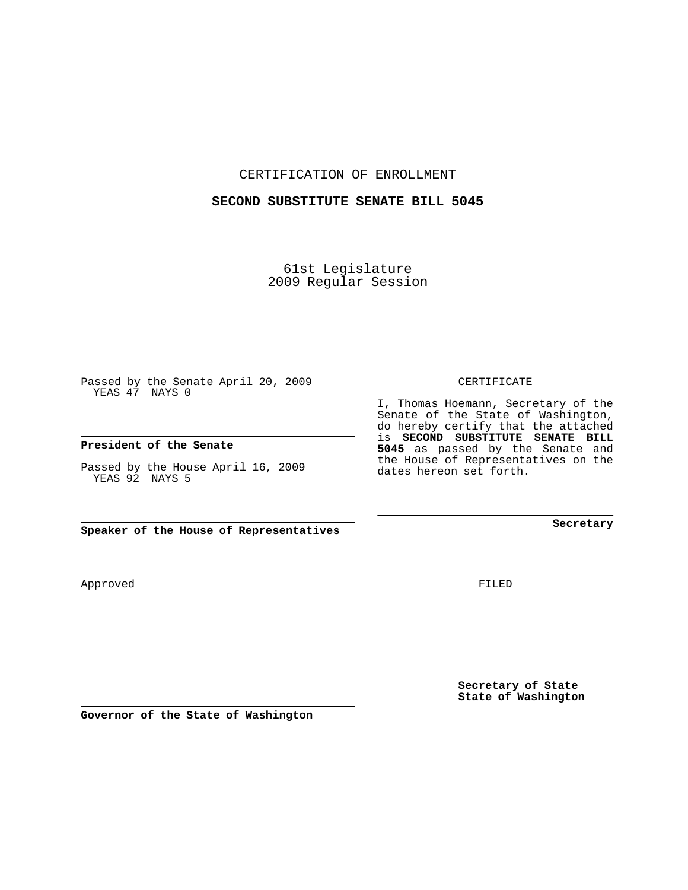CERTIFICATION OF ENROLLMENT

**SECOND SUBSTITUTE SENATE BILL 5045**

61st Legislature
2009 Regular Session

Passed by the Senate April 20, 2009
YEAS 47 NAYS 0

**President of the Senate**

Passed by the House April 16, 2009
YEAS 92 NAYS 5

**Speaker of the House of Representatives**

CERTIFICATE

I, Thomas Hoemann, Secretary of the Senate of the State of Washington, do hereby certify that the attached is **SECOND SUBSTITUTE SENATE BILL 5045** as passed by the Senate and the House of Representatives on the dates hereon set forth.

**Secretary**

Approved

FILED

**Secretary of State**
**State of Washington**

**Governor of the State of Washington**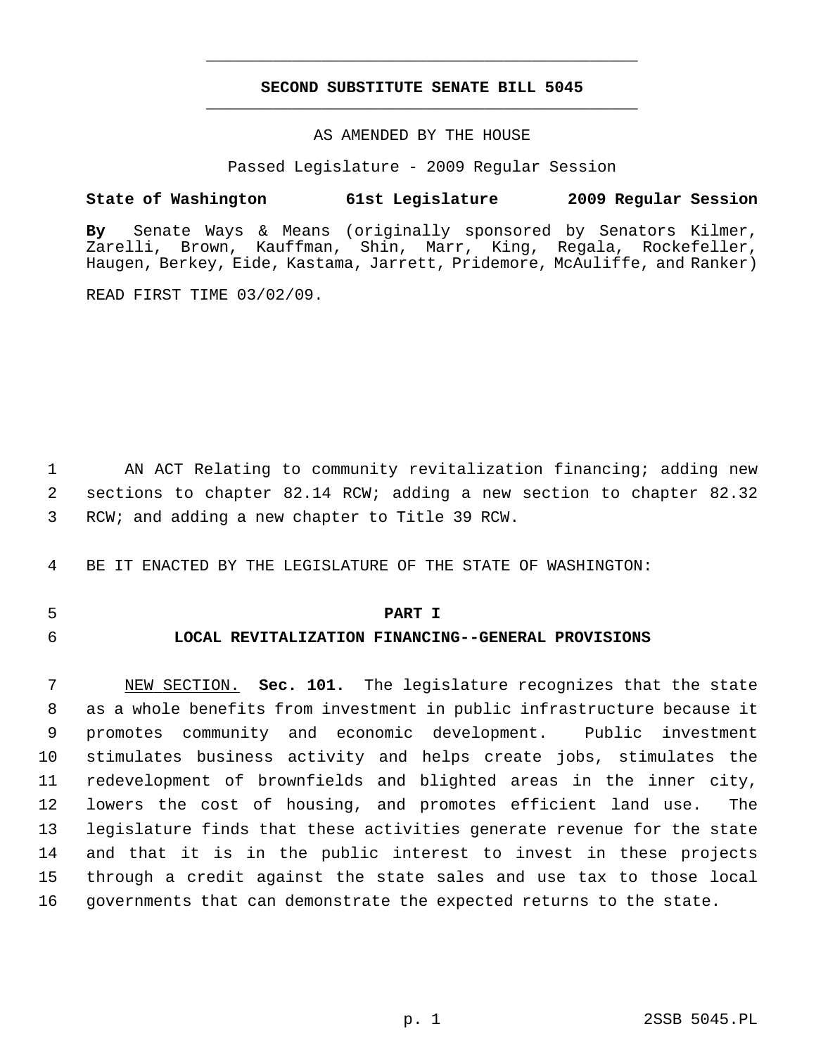# SECOND SUBSTITUTE SENATE BILL 5045

AS AMENDED BY THE HOUSE

Passed Legislature - 2009 Regular Session

**State of Washington 61st Legislature 2009 Regular Session**

**By** Senate Ways & Means (originally sponsored by Senators Kilmer, Zarelli, Brown, Kauffman, Shin, Marr, King, Regala, Rockefeller, Haugen, Berkey, Eide, Kastama, Jarrett, Pridemore, McAuliffe, and Ranker)

READ FIRST TIME 03/02/09.

AN ACT Relating to community revitalization financing; adding new sections to chapter 82.14 RCW; adding a new section to chapter 82.32 RCW; and adding a new chapter to Title 39 RCW.

BE IT ENACTED BY THE LEGISLATURE OF THE STATE OF WASHINGTON:

## PART I
## LOCAL REVITALIZATION FINANCING--GENERAL PROVISIONS

NEW SECTION. **Sec. 101.** The legislature recognizes that the state as a whole benefits from investment in public infrastructure because it promotes community and economic development. Public investment stimulates business activity and helps create jobs, stimulates the redevelopment of brownfields and blighted areas in the inner city, lowers the cost of housing, and promotes efficient land use. The legislature finds that these activities generate revenue for the state and that it is in the public interest to invest in these projects through a credit against the state sales and use tax to those local governments that can demonstrate the expected returns to the state.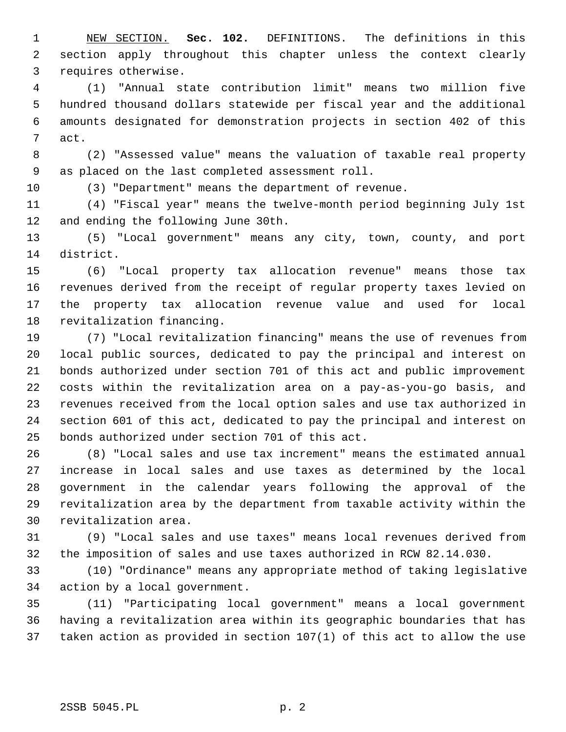NEW SECTION. **Sec. 102.** DEFINITIONS. The definitions in this section apply throughout this chapter unless the context clearly requires otherwise.

(1) "Annual state contribution limit" means two million five hundred thousand dollars statewide per fiscal year and the additional amounts designated for demonstration projects in section 402 of this act.

(2) "Assessed value" means the valuation of taxable real property as placed on the last completed assessment roll.

(3) "Department" means the department of revenue.

(4) "Fiscal year" means the twelve-month period beginning July 1st and ending the following June 30th.

(5) "Local government" means any city, town, county, and port district.

(6) "Local property tax allocation revenue" means those tax revenues derived from the receipt of regular property taxes levied on the property tax allocation revenue value and used for local revitalization financing.

(7) "Local revitalization financing" means the use of revenues from local public sources, dedicated to pay the principal and interest on bonds authorized under section 701 of this act and public improvement costs within the revitalization area on a pay-as-you-go basis, and revenues received from the local option sales and use tax authorized in section 601 of this act, dedicated to pay the principal and interest on bonds authorized under section 701 of this act.

(8) "Local sales and use tax increment" means the estimated annual increase in local sales and use taxes as determined by the local government in the calendar years following the approval of the revitalization area by the department from taxable activity within the revitalization area.

(9) "Local sales and use taxes" means local revenues derived from the imposition of sales and use taxes authorized in RCW 82.14.030.

(10) "Ordinance" means any appropriate method of taking legislative action by a local government.

(11) "Participating local government" means a local government having a revitalization area within its geographic boundaries that has taken action as provided in section 107(1) of this act to allow the use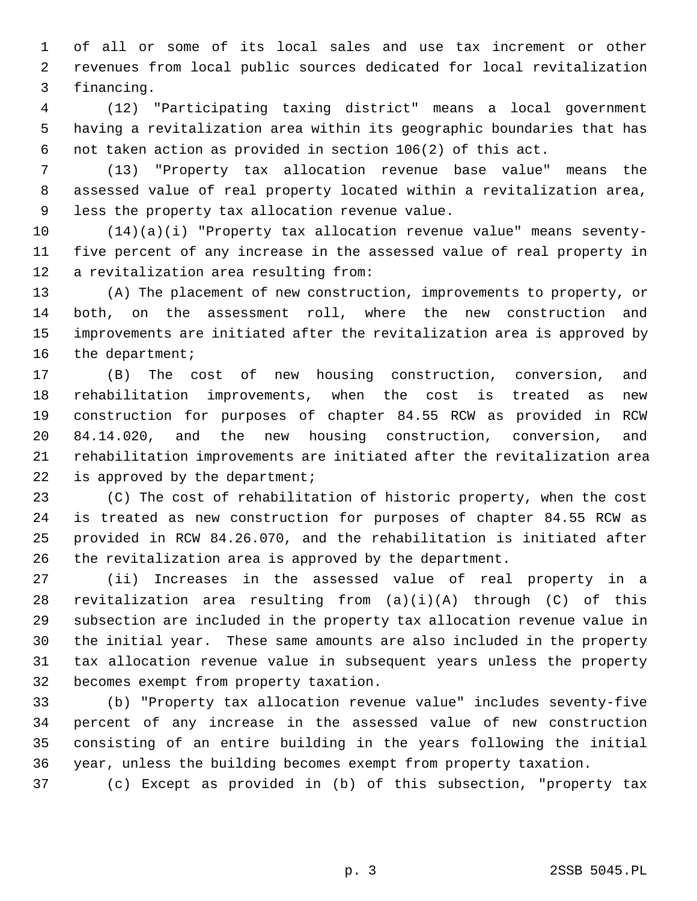of all or some of its local sales and use tax increment or other revenues from local public sources dedicated for local revitalization financing.

(12) "Participating taxing district" means a local government having a revitalization area within its geographic boundaries that has not taken action as provided in section 106(2) of this act.

(13) "Property tax allocation revenue base value" means the assessed value of real property located within a revitalization area, less the property tax allocation revenue value.

(14)(a)(i) "Property tax allocation revenue value" means seventy-five percent of any increase in the assessed value of real property in a revitalization area resulting from:

(A) The placement of new construction, improvements to property, or both, on the assessment roll, where the new construction and improvements are initiated after the revitalization area is approved by the department;

(B) The cost of new housing construction, conversion, and rehabilitation improvements, when the cost is treated as new construction for purposes of chapter 84.55 RCW as provided in RCW 84.14.020, and the new housing construction, conversion, and rehabilitation improvements are initiated after the revitalization area is approved by the department;

(C) The cost of rehabilitation of historic property, when the cost is treated as new construction for purposes of chapter 84.55 RCW as provided in RCW 84.26.070, and the rehabilitation is initiated after the revitalization area is approved by the department.

(ii) Increases in the assessed value of real property in a revitalization area resulting from (a)(i)(A) through (C) of this subsection are included in the property tax allocation revenue value in the initial year. These same amounts are also included in the property tax allocation revenue value in subsequent years unless the property becomes exempt from property taxation.

(b) "Property tax allocation revenue value" includes seventy-five percent of any increase in the assessed value of new construction consisting of an entire building in the years following the initial year, unless the building becomes exempt from property taxation.

(c) Except as provided in (b) of this subsection, "property tax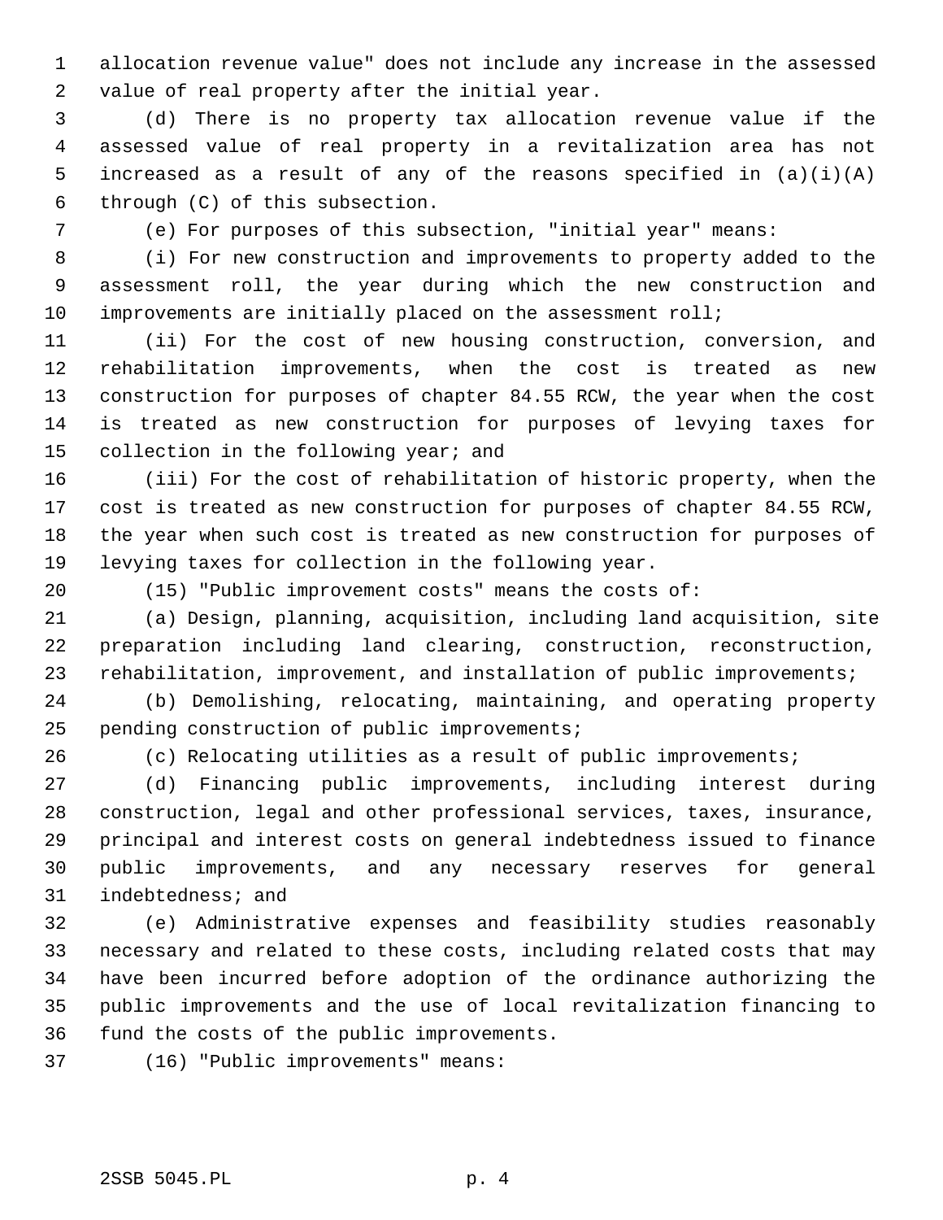allocation revenue value" does not include any increase in the assessed value of real property after the initial year.

(d) There is no property tax allocation revenue value if the assessed value of real property in a revitalization area has not increased as a result of any of the reasons specified in (a)(i)(A) through (C) of this subsection.

(e) For purposes of this subsection, "initial year" means:

(i) For new construction and improvements to property added to the assessment roll, the year during which the new construction and improvements are initially placed on the assessment roll;

(ii) For the cost of new housing construction, conversion, and rehabilitation improvements, when the cost is treated as new construction for purposes of chapter 84.55 RCW, the year when the cost is treated as new construction for purposes of levying taxes for collection in the following year; and

(iii) For the cost of rehabilitation of historic property, when the cost is treated as new construction for purposes of chapter 84.55 RCW, the year when such cost is treated as new construction for purposes of levying taxes for collection in the following year.

(15) "Public improvement costs" means the costs of:

(a) Design, planning, acquisition, including land acquisition, site preparation including land clearing, construction, reconstruction, rehabilitation, improvement, and installation of public improvements;

(b) Demolishing, relocating, maintaining, and operating property pending construction of public improvements;

(c) Relocating utilities as a result of public improvements;

(d) Financing public improvements, including interest during construction, legal and other professional services, taxes, insurance, principal and interest costs on general indebtedness issued to finance public improvements, and any necessary reserves for general indebtedness; and

(e) Administrative expenses and feasibility studies reasonably necessary and related to these costs, including related costs that may have been incurred before adoption of the ordinance authorizing the public improvements and the use of local revitalization financing to fund the costs of the public improvements.

(16) "Public improvements" means: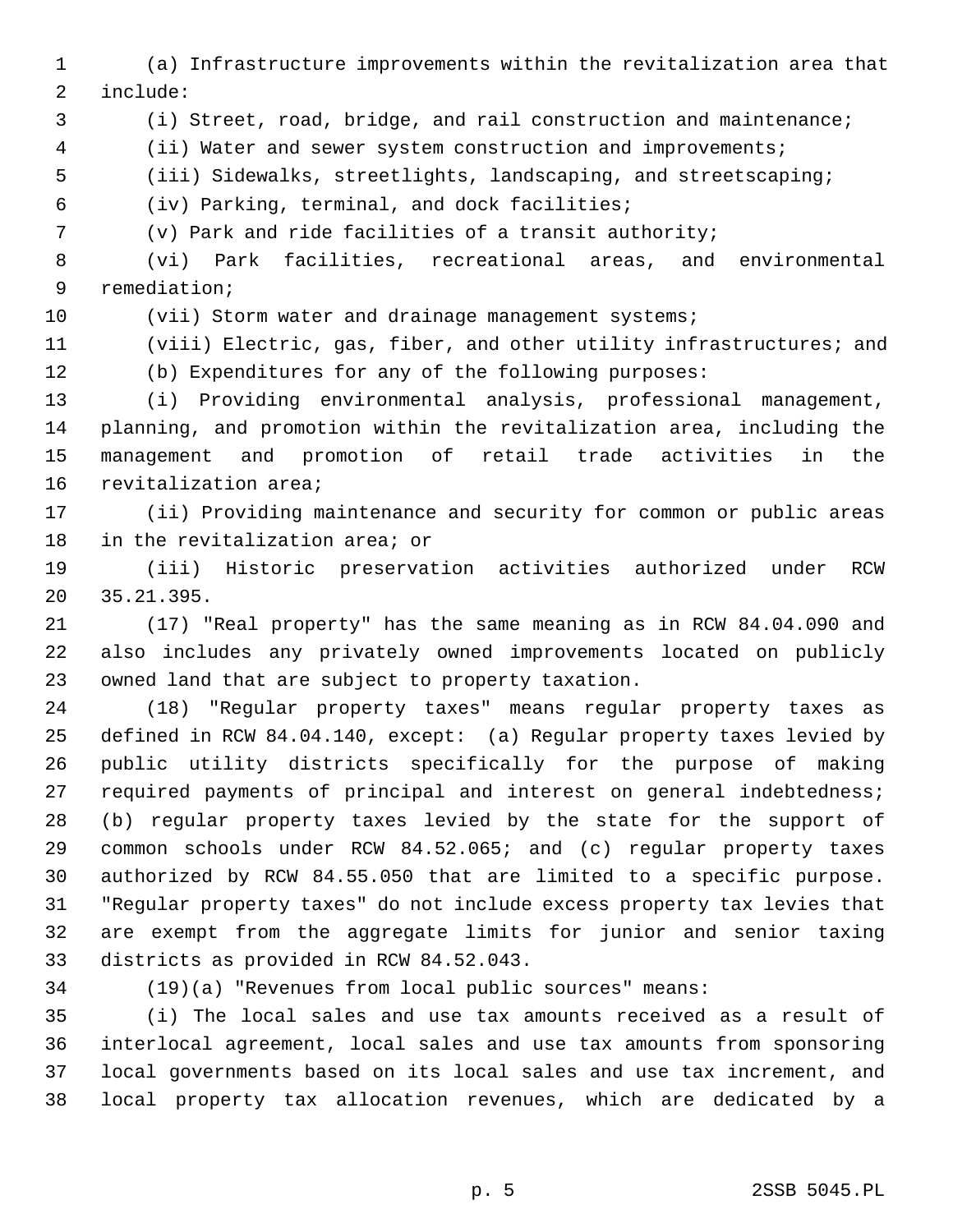(a) Infrastructure improvements within the revitalization area that include:

(i) Street, road, bridge, and rail construction and maintenance;

(ii) Water and sewer system construction and improvements;

(iii) Sidewalks, streetlights, landscaping, and streetscaping;

(iv) Parking, terminal, and dock facilities;

(v) Park and ride facilities of a transit authority;

(vi) Park facilities, recreational areas, and environmental remediation;

(vii) Storm water and drainage management systems;

(viii) Electric, gas, fiber, and other utility infrastructures; and

(b) Expenditures for any of the following purposes:

(i) Providing environmental analysis, professional management, planning, and promotion within the revitalization area, including the management and promotion of retail trade activities in the revitalization area;

(ii) Providing maintenance and security for common or public areas in the revitalization area; or

(iii) Historic preservation activities authorized under RCW 35.21.395.

(17) "Real property" has the same meaning as in RCW 84.04.090 and also includes any privately owned improvements located on publicly owned land that are subject to property taxation.

(18) "Regular property taxes" means regular property taxes as defined in RCW 84.04.140, except: (a) Regular property taxes levied by public utility districts specifically for the purpose of making required payments of principal and interest on general indebtedness; (b) regular property taxes levied by the state for the support of common schools under RCW 84.52.065; and (c) regular property taxes authorized by RCW 84.55.050 that are limited to a specific purpose. "Regular property taxes" do not include excess property tax levies that are exempt from the aggregate limits for junior and senior taxing districts as provided in RCW 84.52.043.

(19)(a) "Revenues from local public sources" means:

(i) The local sales and use tax amounts received as a result of interlocal agreement, local sales and use tax amounts from sponsoring local governments based on its local sales and use tax increment, and local property tax allocation revenues, which are dedicated by a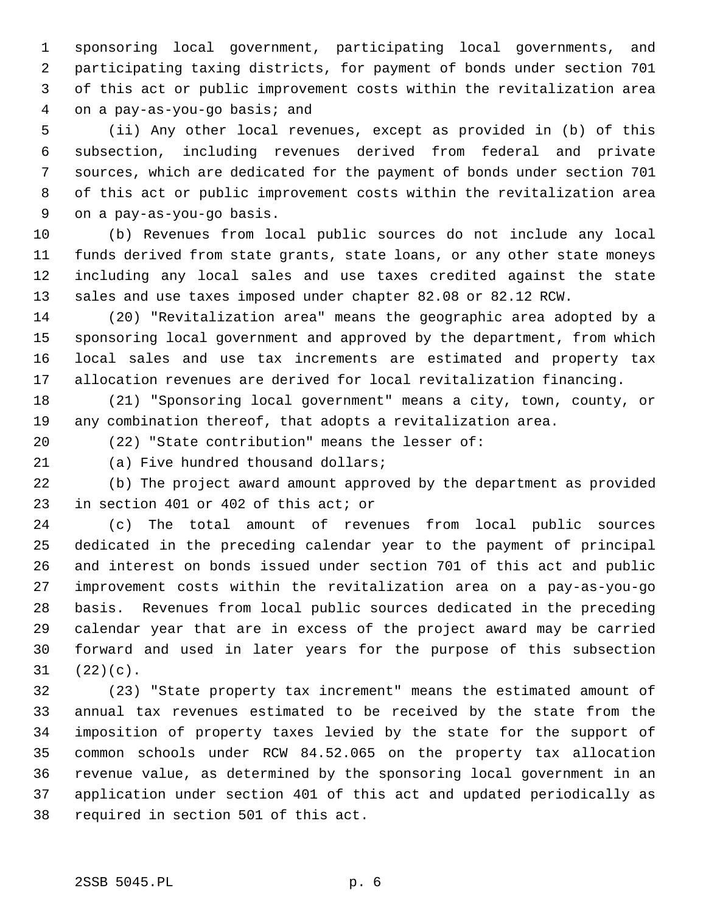sponsoring local government, participating local governments, and participating taxing districts, for payment of bonds under section 701 of this act or public improvement costs within the revitalization area on a pay-as-you-go basis; and

(ii) Any other local revenues, except as provided in (b) of this subsection, including revenues derived from federal and private sources, which are dedicated for the payment of bonds under section 701 of this act or public improvement costs within the revitalization area on a pay-as-you-go basis.

(b) Revenues from local public sources do not include any local funds derived from state grants, state loans, or any other state moneys including any local sales and use taxes credited against the state sales and use taxes imposed under chapter 82.08 or 82.12 RCW.

(20) "Revitalization area" means the geographic area adopted by a sponsoring local government and approved by the department, from which local sales and use tax increments are estimated and property tax allocation revenues are derived for local revitalization financing.

(21) "Sponsoring local government" means a city, town, county, or any combination thereof, that adopts a revitalization area.

(22) "State contribution" means the lesser of:

(a) Five hundred thousand dollars;

(b) The project award amount approved by the department as provided in section 401 or 402 of this act; or

(c) The total amount of revenues from local public sources dedicated in the preceding calendar year to the payment of principal and interest on bonds issued under section 701 of this act and public improvement costs within the revitalization area on a pay-as-you-go basis. Revenues from local public sources dedicated in the preceding calendar year that are in excess of the project award may be carried forward and used in later years for the purpose of this subsection (22)(c).

(23) "State property tax increment" means the estimated amount of annual tax revenues estimated to be received by the state from the imposition of property taxes levied by the state for the support of common schools under RCW 84.52.065 on the property tax allocation revenue value, as determined by the sponsoring local government in an application under section 401 of this act and updated periodically as required in section 501 of this act.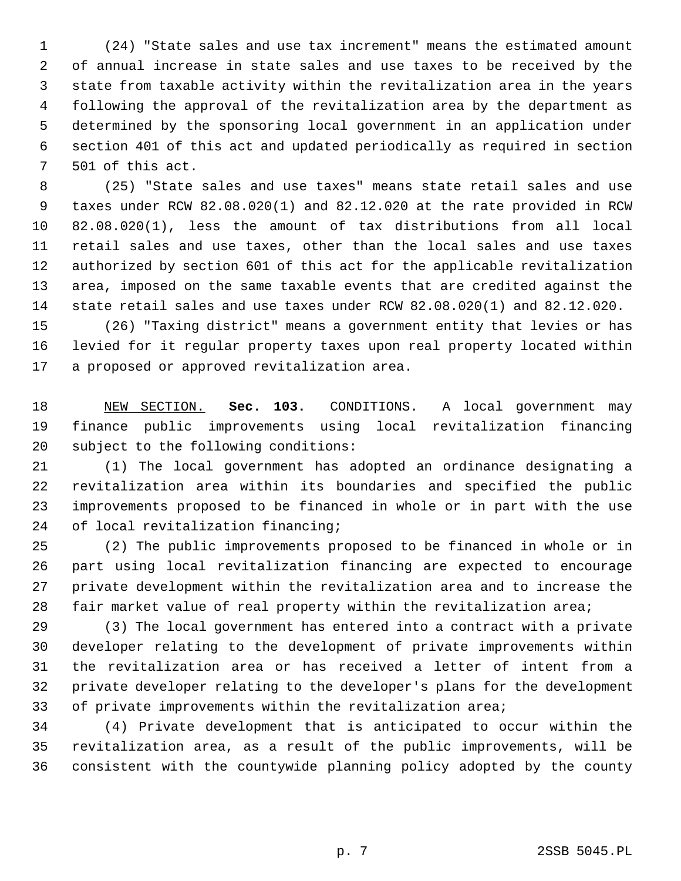(24) "State sales and use tax increment" means the estimated amount of annual increase in state sales and use taxes to be received by the state from taxable activity within the revitalization area in the years following the approval of the revitalization area by the department as determined by the sponsoring local government in an application under section 401 of this act and updated periodically as required in section 501 of this act.

(25) "State sales and use taxes" means state retail sales and use taxes under RCW 82.08.020(1) and 82.12.020 at the rate provided in RCW 82.08.020(1), less the amount of tax distributions from all local retail sales and use taxes, other than the local sales and use taxes authorized by section 601 of this act for the applicable revitalization area, imposed on the same taxable events that are credited against the state retail sales and use taxes under RCW 82.08.020(1) and 82.12.020.

(26) "Taxing district" means a government entity that levies or has levied for it regular property taxes upon real property located within a proposed or approved revitalization area.

NEW SECTION. **Sec. 103.** CONDITIONS. A local government may finance public improvements using local revitalization financing subject to the following conditions:

(1) The local government has adopted an ordinance designating a revitalization area within its boundaries and specified the public improvements proposed to be financed in whole or in part with the use of local revitalization financing;

(2) The public improvements proposed to be financed in whole or in part using local revitalization financing are expected to encourage private development within the revitalization area and to increase the fair market value of real property within the revitalization area;

(3) The local government has entered into a contract with a private developer relating to the development of private improvements within the revitalization area or has received a letter of intent from a private developer relating to the developer's plans for the development of private improvements within the revitalization area;

(4) Private development that is anticipated to occur within the revitalization area, as a result of the public improvements, will be consistent with the countywide planning policy adopted by the county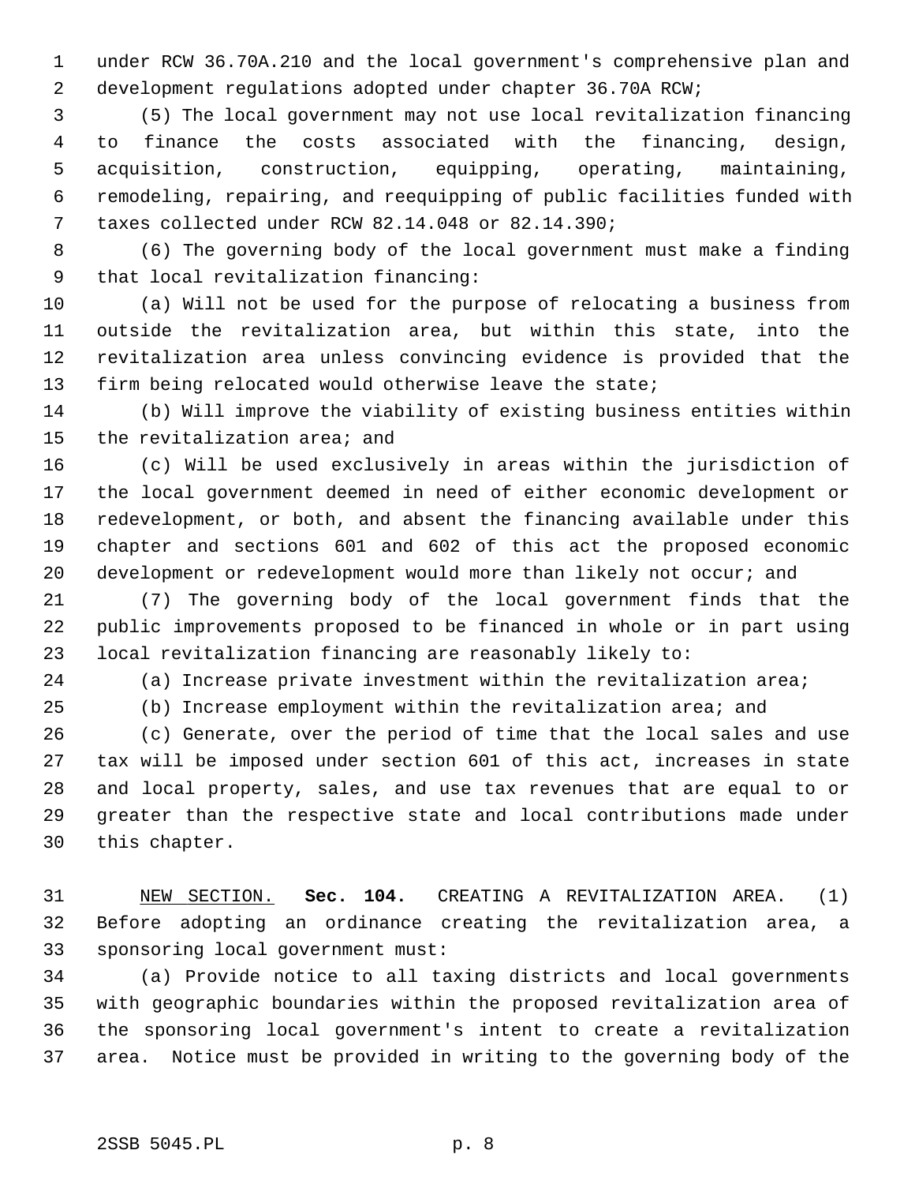under RCW 36.70A.210 and the local government's comprehensive plan and development regulations adopted under chapter 36.70A RCW;

(5) The local government may not use local revitalization financing to finance the costs associated with the financing, design, acquisition, construction, equipping, operating, maintaining, remodeling, repairing, and reequipping of public facilities funded with taxes collected under RCW 82.14.048 or 82.14.390;

(6) The governing body of the local government must make a finding that local revitalization financing:

(a) Will not be used for the purpose of relocating a business from outside the revitalization area, but within this state, into the revitalization area unless convincing evidence is provided that the firm being relocated would otherwise leave the state;

(b) Will improve the viability of existing business entities within the revitalization area; and

(c) Will be used exclusively in areas within the jurisdiction of the local government deemed in need of either economic development or redevelopment, or both, and absent the financing available under this chapter and sections 601 and 602 of this act the proposed economic development or redevelopment would more than likely not occur; and

(7) The governing body of the local government finds that the public improvements proposed to be financed in whole or in part using local revitalization financing are reasonably likely to:

(a) Increase private investment within the revitalization area;

(b) Increase employment within the revitalization area; and

(c) Generate, over the period of time that the local sales and use tax will be imposed under section 601 of this act, increases in state and local property, sales, and use tax revenues that are equal to or greater than the respective state and local contributions made under this chapter.

NEW SECTION. **Sec. 104.** CREATING A REVITALIZATION AREA. (1) Before adopting an ordinance creating the revitalization area, a sponsoring local government must:

(a) Provide notice to all taxing districts and local governments with geographic boundaries within the proposed revitalization area of the sponsoring local government's intent to create a revitalization area. Notice must be provided in writing to the governing body of the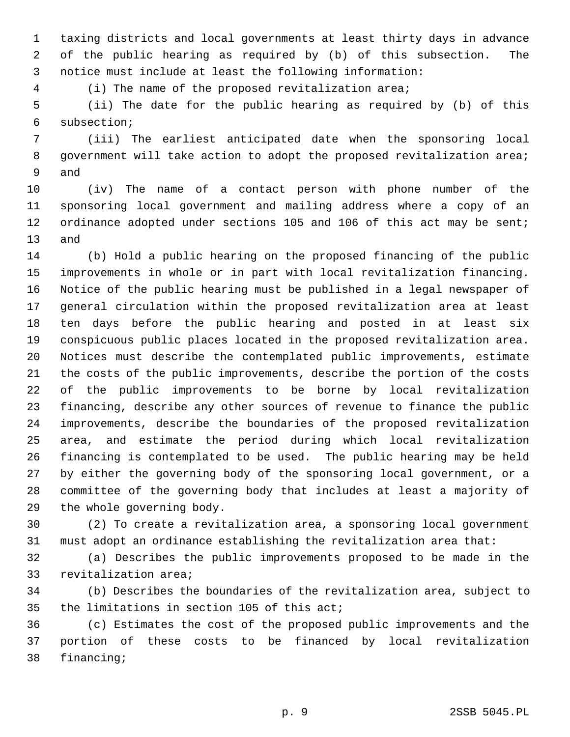taxing districts and local governments at least thirty days in advance of the public hearing as required by (b) of this subsection. The notice must include at least the following information:

(i) The name of the proposed revitalization area;

(ii) The date for the public hearing as required by (b) of this subsection;

(iii) The earliest anticipated date when the sponsoring local government will take action to adopt the proposed revitalization area; and

(iv) The name of a contact person with phone number of the sponsoring local government and mailing address where a copy of an ordinance adopted under sections 105 and 106 of this act may be sent; and

(b) Hold a public hearing on the proposed financing of the public improvements in whole or in part with local revitalization financing. Notice of the public hearing must be published in a legal newspaper of general circulation within the proposed revitalization area at least ten days before the public hearing and posted in at least six conspicuous public places located in the proposed revitalization area. Notices must describe the contemplated public improvements, estimate the costs of the public improvements, describe the portion of the costs of the public improvements to be borne by local revitalization financing, describe any other sources of revenue to finance the public improvements, describe the boundaries of the proposed revitalization area, and estimate the period during which local revitalization financing is contemplated to be used. The public hearing may be held by either the governing body of the sponsoring local government, or a committee of the governing body that includes at least a majority of the whole governing body.

(2) To create a revitalization area, a sponsoring local government must adopt an ordinance establishing the revitalization area that:

(a) Describes the public improvements proposed to be made in the revitalization area;

(b) Describes the boundaries of the revitalization area, subject to the limitations in section 105 of this act;

(c) Estimates the cost of the proposed public improvements and the portion of these costs to be financed by local revitalization financing;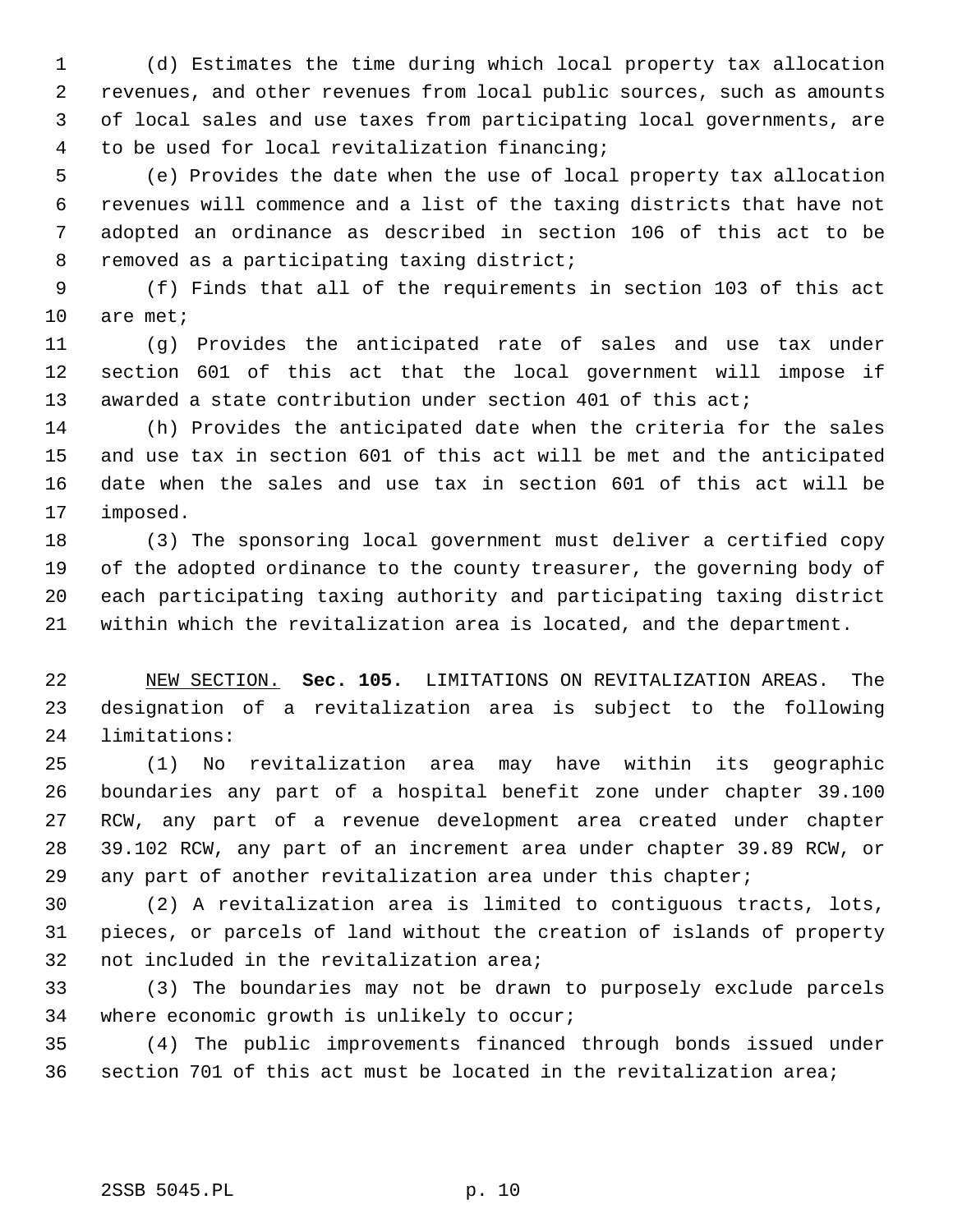(d) Estimates the time during which local property tax allocation revenues, and other revenues from local public sources, such as amounts of local sales and use taxes from participating local governments, are to be used for local revitalization financing;

(e) Provides the date when the use of local property tax allocation revenues will commence and a list of the taxing districts that have not adopted an ordinance as described in section 106 of this act to be removed as a participating taxing district;

(f) Finds that all of the requirements in section 103 of this act are met;

(g) Provides the anticipated rate of sales and use tax under section 601 of this act that the local government will impose if awarded a state contribution under section 401 of this act;

(h) Provides the anticipated date when the criteria for the sales and use tax in section 601 of this act will be met and the anticipated date when the sales and use tax in section 601 of this act will be imposed.

(3) The sponsoring local government must deliver a certified copy of the adopted ordinance to the county treasurer, the governing body of each participating taxing authority and participating taxing district within which the revitalization area is located, and the department.

NEW SECTION. **Sec. 105.** LIMITATIONS ON REVITALIZATION AREAS. The designation of a revitalization area is subject to the following limitations:

(1) No revitalization area may have within its geographic boundaries any part of a hospital benefit zone under chapter 39.100 RCW, any part of a revenue development area created under chapter 39.102 RCW, any part of an increment area under chapter 39.89 RCW, or any part of another revitalization area under this chapter;

(2) A revitalization area is limited to contiguous tracts, lots, pieces, or parcels of land without the creation of islands of property not included in the revitalization area;

(3) The boundaries may not be drawn to purposely exclude parcels where economic growth is unlikely to occur;

(4) The public improvements financed through bonds issued under section 701 of this act must be located in the revitalization area;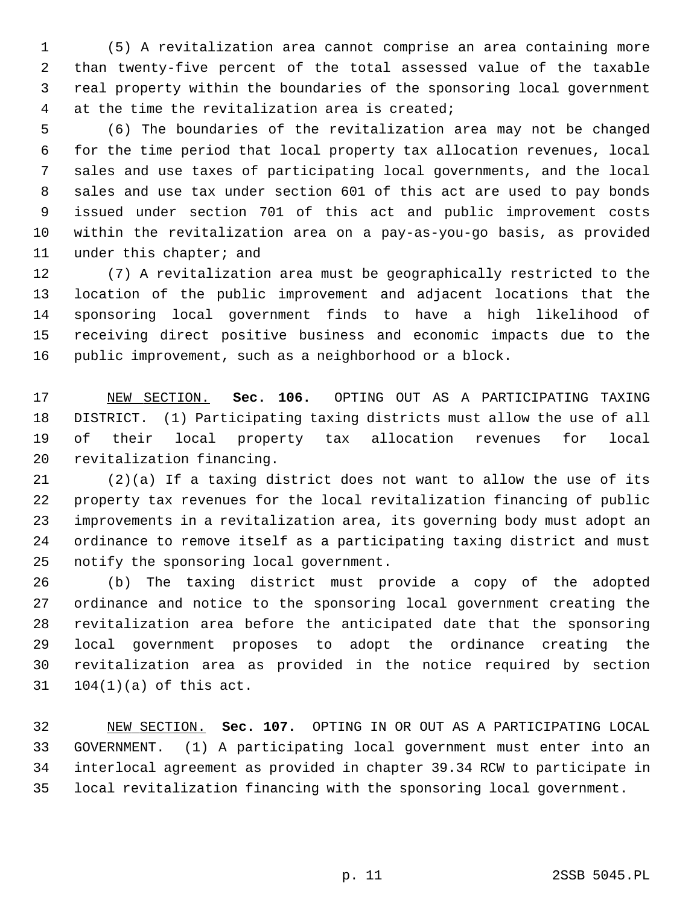(5) A revitalization area cannot comprise an area containing more than twenty-five percent of the total assessed value of the taxable real property within the boundaries of the sponsoring local government at the time the revitalization area is created;

(6) The boundaries of the revitalization area may not be changed for the time period that local property tax allocation revenues, local sales and use taxes of participating local governments, and the local sales and use tax under section 601 of this act are used to pay bonds issued under section 701 of this act and public improvement costs within the revitalization area on a pay-as-you-go basis, as provided under this chapter; and

(7) A revitalization area must be geographically restricted to the location of the public improvement and adjacent locations that the sponsoring local government finds to have a high likelihood of receiving direct positive business and economic impacts due to the public improvement, such as a neighborhood or a block.

NEW SECTION. **Sec. 106.** OPTING OUT AS A PARTICIPATING TAXING DISTRICT. (1) Participating taxing districts must allow the use of all of their local property tax allocation revenues for local revitalization financing.

(2)(a) If a taxing district does not want to allow the use of its property tax revenues for the local revitalization financing of public improvements in a revitalization area, its governing body must adopt an ordinance to remove itself as a participating taxing district and must notify the sponsoring local government.

(b) The taxing district must provide a copy of the adopted ordinance and notice to the sponsoring local government creating the revitalization area before the anticipated date that the sponsoring local government proposes to adopt the ordinance creating the revitalization area as provided in the notice required by section 104(1)(a) of this act.

NEW SECTION. **Sec. 107.** OPTING IN OR OUT AS A PARTICIPATING LOCAL GOVERNMENT. (1) A participating local government must enter into an interlocal agreement as provided in chapter 39.34 RCW to participate in local revitalization financing with the sponsoring local government.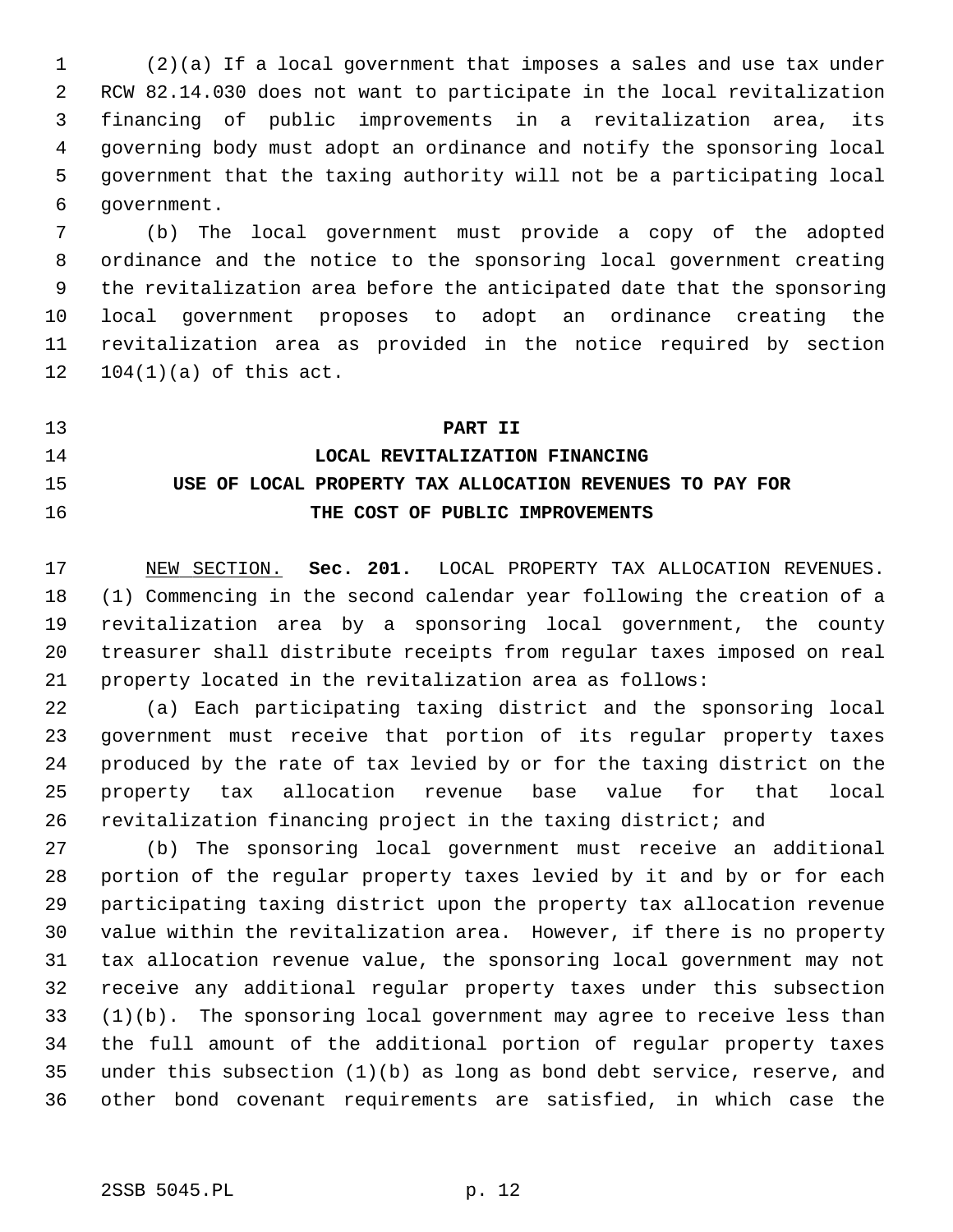(2)(a) If a local government that imposes a sales and use tax under RCW 82.14.030 does not want to participate in the local revitalization financing of public improvements in a revitalization area, its governing body must adopt an ordinance and notify the sponsoring local government that the taxing authority will not be a participating local government.

(b) The local government must provide a copy of the adopted ordinance and the notice to the sponsoring local government creating the revitalization area before the anticipated date that the sponsoring local government proposes to adopt an ordinance creating the revitalization area as provided in the notice required by section 104(1)(a) of this act.

## PART II
## LOCAL REVITALIZATION FINANCING
## USE OF LOCAL PROPERTY TAX ALLOCATION REVENUES TO PAY FOR THE COST OF PUBLIC IMPROVEMENTS

NEW SECTION. **Sec. 201.** LOCAL PROPERTY TAX ALLOCATION REVENUES. (1) Commencing in the second calendar year following the creation of a revitalization area by a sponsoring local government, the county treasurer shall distribute receipts from regular taxes imposed on real property located in the revitalization area as follows:

(a) Each participating taxing district and the sponsoring local government must receive that portion of its regular property taxes produced by the rate of tax levied by or for the taxing district on the property tax allocation revenue base value for that local revitalization financing project in the taxing district; and

(b) The sponsoring local government must receive an additional portion of the regular property taxes levied by it and by or for each participating taxing district upon the property tax allocation revenue value within the revitalization area. However, if there is no property tax allocation revenue value, the sponsoring local government may not receive any additional regular property taxes under this subsection (1)(b). The sponsoring local government may agree to receive less than the full amount of the additional portion of regular property taxes under this subsection (1)(b) as long as bond debt service, reserve, and other bond covenant requirements are satisfied, in which case the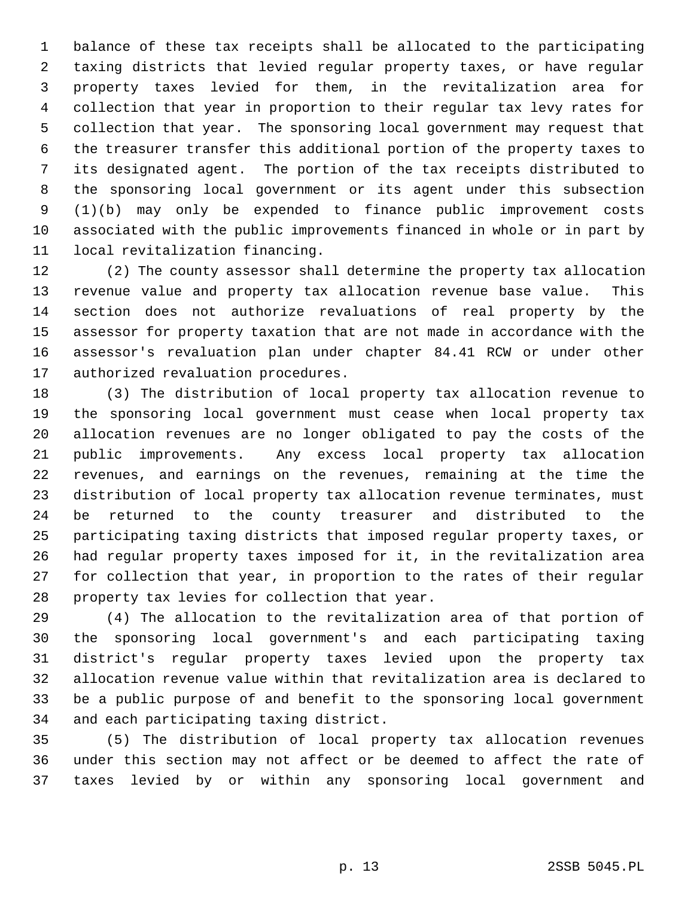balance of these tax receipts shall be allocated to the participating taxing districts that levied regular property taxes, or have regular property taxes levied for them, in the revitalization area for collection that year in proportion to their regular tax levy rates for collection that year. The sponsoring local government may request that the treasurer transfer this additional portion of the property taxes to its designated agent. The portion of the tax receipts distributed to the sponsoring local government or its agent under this subsection (1)(b) may only be expended to finance public improvement costs associated with the public improvements financed in whole or in part by local revitalization financing.

(2) The county assessor shall determine the property tax allocation revenue value and property tax allocation revenue base value. This section does not authorize revaluations of real property by the assessor for property taxation that are not made in accordance with the assessor's revaluation plan under chapter 84.41 RCW or under other authorized revaluation procedures.

(3) The distribution of local property tax allocation revenue to the sponsoring local government must cease when local property tax allocation revenues are no longer obligated to pay the costs of the public improvements. Any excess local property tax allocation revenues, and earnings on the revenues, remaining at the time the distribution of local property tax allocation revenue terminates, must be returned to the county treasurer and distributed to the participating taxing districts that imposed regular property taxes, or had regular property taxes imposed for it, in the revitalization area for collection that year, in proportion to the rates of their regular property tax levies for collection that year.

(4) The allocation to the revitalization area of that portion of the sponsoring local government's and each participating taxing district's regular property taxes levied upon the property tax allocation revenue value within that revitalization area is declared to be a public purpose of and benefit to the sponsoring local government and each participating taxing district.

(5) The distribution of local property tax allocation revenues under this section may not affect or be deemed to affect the rate of taxes levied by or within any sponsoring local government and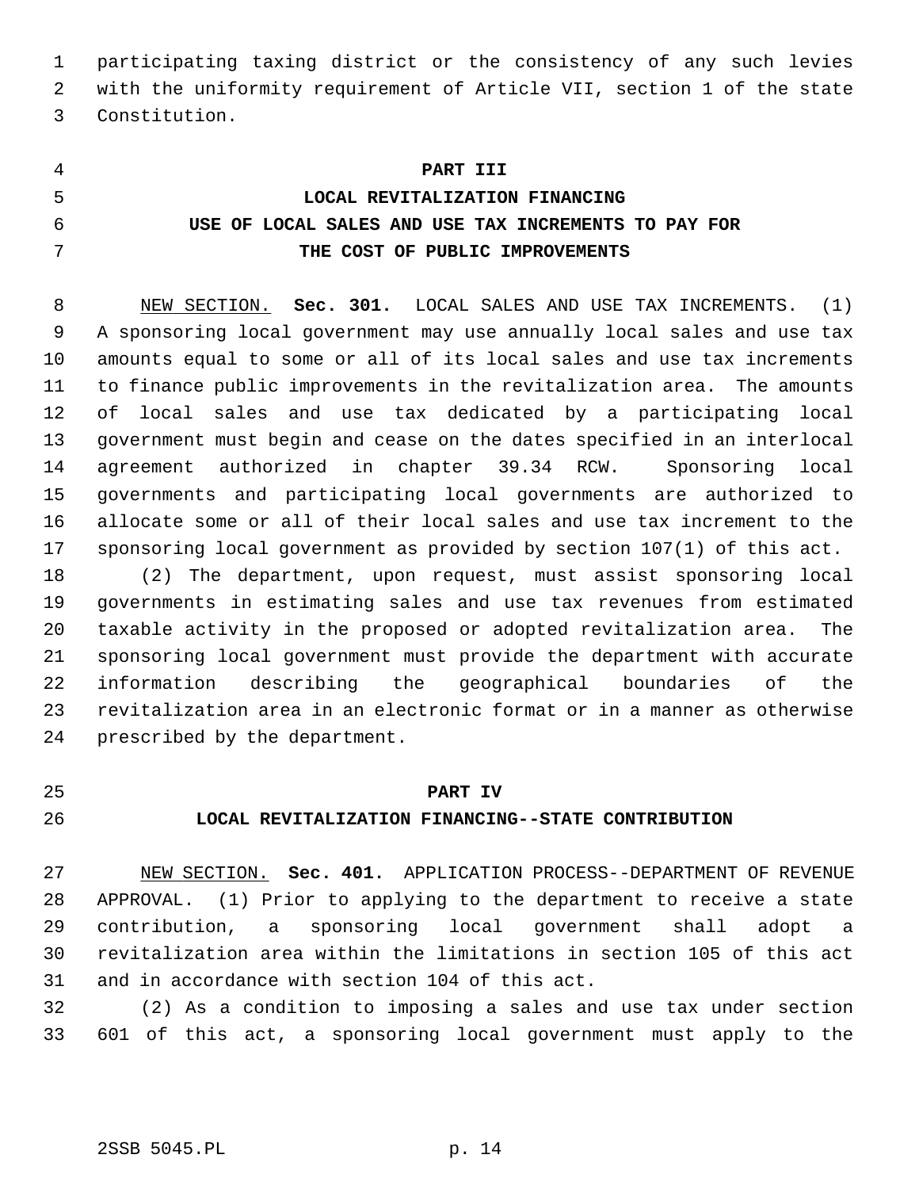participating taxing district or the consistency of any such levies with the uniformity requirement of Article VII, section 1 of the state Constitution.

## PART III
## LOCAL REVITALIZATION FINANCING
## USE OF LOCAL SALES AND USE TAX INCREMENTS TO PAY FOR THE COST OF PUBLIC IMPROVEMENTS

NEW SECTION. **Sec. 301.** LOCAL SALES AND USE TAX INCREMENTS. (1) A sponsoring local government may use annually local sales and use tax amounts equal to some or all of its local sales and use tax increments to finance public improvements in the revitalization area. The amounts of local sales and use tax dedicated by a participating local government must begin and cease on the dates specified in an interlocal agreement authorized in chapter 39.34 RCW. Sponsoring local governments and participating local governments are authorized to allocate some or all of their local sales and use tax increment to the sponsoring local government as provided by section 107(1) of this act.

(2) The department, upon request, must assist sponsoring local governments in estimating sales and use tax revenues from estimated taxable activity in the proposed or adopted revitalization area. The sponsoring local government must provide the department with accurate information describing the geographical boundaries of the revitalization area in an electronic format or in a manner as otherwise prescribed by the department.

## PART IV
## LOCAL REVITALIZATION FINANCING--STATE CONTRIBUTION

NEW SECTION. **Sec. 401.** APPLICATION PROCESS--DEPARTMENT OF REVENUE APPROVAL. (1) Prior to applying to the department to receive a state contribution, a sponsoring local government shall adopt a revitalization area within the limitations in section 105 of this act and in accordance with section 104 of this act.

(2) As a condition to imposing a sales and use tax under section 601 of this act, a sponsoring local government must apply to the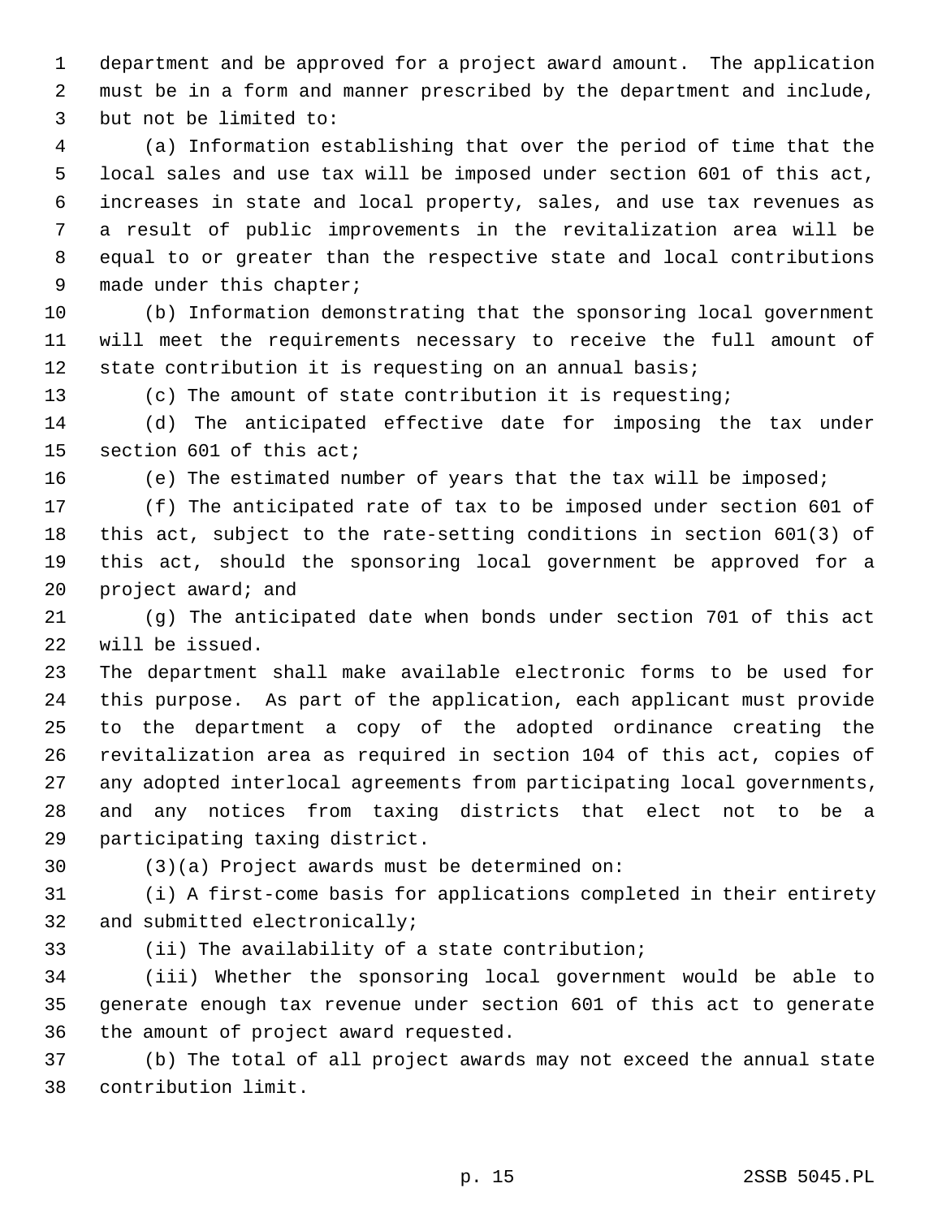department and be approved for a project award amount. The application must be in a form and manner prescribed by the department and include, but not be limited to:

(a) Information establishing that over the period of time that the local sales and use tax will be imposed under section 601 of this act, increases in state and local property, sales, and use tax revenues as a result of public improvements in the revitalization area will be equal to or greater than the respective state and local contributions made under this chapter;

(b) Information demonstrating that the sponsoring local government will meet the requirements necessary to receive the full amount of state contribution it is requesting on an annual basis;

(c) The amount of state contribution it is requesting;

(d) The anticipated effective date for imposing the tax under section 601 of this act;

(e) The estimated number of years that the tax will be imposed;

(f) The anticipated rate of tax to be imposed under section 601 of this act, subject to the rate-setting conditions in section 601(3) of this act, should the sponsoring local government be approved for a project award; and

(g) The anticipated date when bonds under section 701 of this act will be issued.

The department shall make available electronic forms to be used for this purpose. As part of the application, each applicant must provide to the department a copy of the adopted ordinance creating the revitalization area as required in section 104 of this act, copies of any adopted interlocal agreements from participating local governments, and any notices from taxing districts that elect not to be a participating taxing district.

(3)(a) Project awards must be determined on:

(i) A first-come basis for applications completed in their entirety and submitted electronically;

(ii) The availability of a state contribution;

(iii) Whether the sponsoring local government would be able to generate enough tax revenue under section 601 of this act to generate the amount of project award requested.

(b) The total of all project awards may not exceed the annual state contribution limit.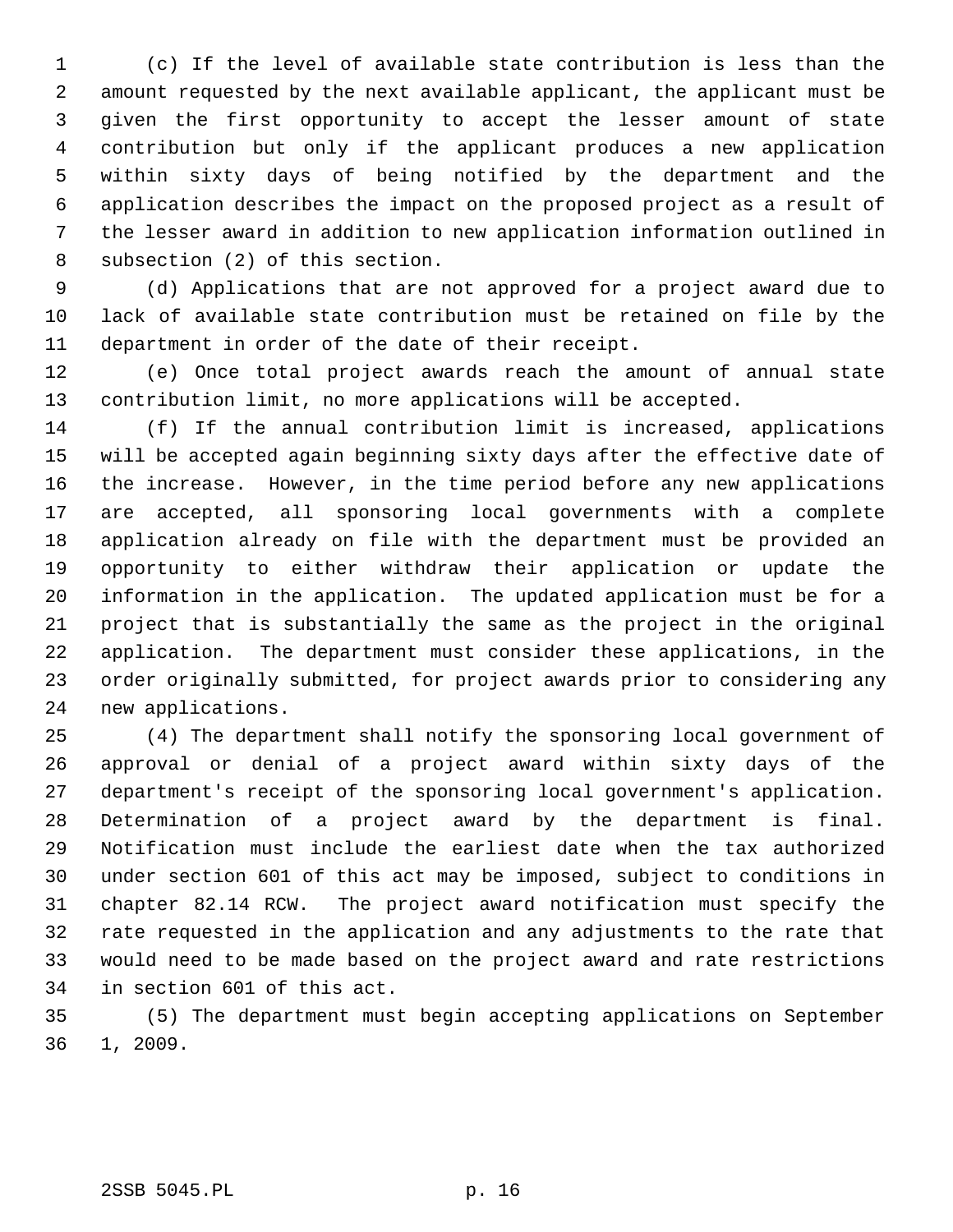(c) If the level of available state contribution is less than the amount requested by the next available applicant, the applicant must be given the first opportunity to accept the lesser amount of state contribution but only if the applicant produces a new application within sixty days of being notified by the department and the application describes the impact on the proposed project as a result of the lesser award in addition to new application information outlined in subsection (2) of this section.

(d) Applications that are not approved for a project award due to lack of available state contribution must be retained on file by the department in order of the date of their receipt.

(e) Once total project awards reach the amount of annual state contribution limit, no more applications will be accepted.

(f) If the annual contribution limit is increased, applications will be accepted again beginning sixty days after the effective date of the increase. However, in the time period before any new applications are accepted, all sponsoring local governments with a complete application already on file with the department must be provided an opportunity to either withdraw their application or update the information in the application. The updated application must be for a project that is substantially the same as the project in the original application. The department must consider these applications, in the order originally submitted, for project awards prior to considering any new applications.

(4) The department shall notify the sponsoring local government of approval or denial of a project award within sixty days of the department's receipt of the sponsoring local government's application. Determination of a project award by the department is final. Notification must include the earliest date when the tax authorized under section 601 of this act may be imposed, subject to conditions in chapter 82.14 RCW. The project award notification must specify the rate requested in the application and any adjustments to the rate that would need to be made based on the project award and rate restrictions in section 601 of this act.

(5) The department must begin accepting applications on September 1, 2009.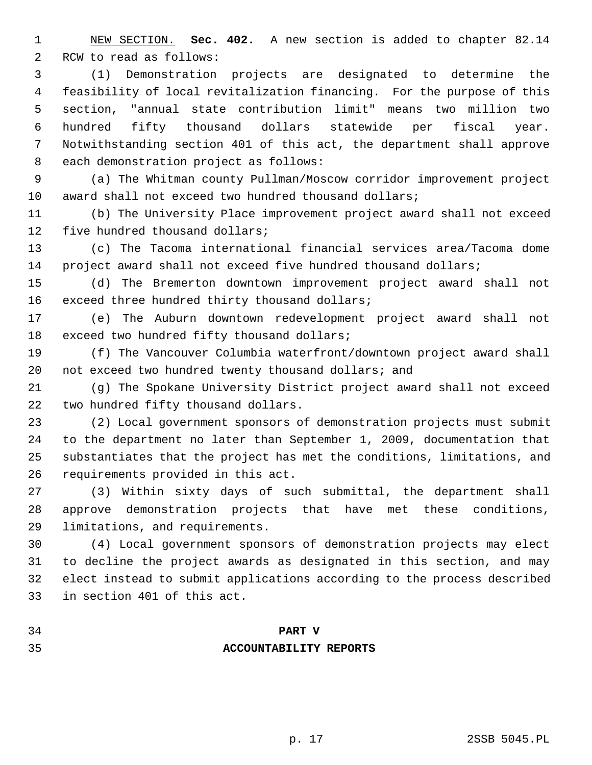NEW SECTION. **Sec. 402.** A new section is added to chapter 82.14 RCW to read as follows:

(1) Demonstration projects are designated to determine the feasibility of local revitalization financing. For the purpose of this section, "annual state contribution limit" means two million two hundred fifty thousand dollars statewide per fiscal year. Notwithstanding section 401 of this act, the department shall approve each demonstration project as follows:

(a) The Whitman county Pullman/Moscow corridor improvement project award shall not exceed two hundred thousand dollars;

(b) The University Place improvement project award shall not exceed five hundred thousand dollars;

(c) The Tacoma international financial services area/Tacoma dome project award shall not exceed five hundred thousand dollars;

(d) The Bremerton downtown improvement project award shall not exceed three hundred thirty thousand dollars;

(e) The Auburn downtown redevelopment project award shall not exceed two hundred fifty thousand dollars;

(f) The Vancouver Columbia waterfront/downtown project award shall not exceed two hundred twenty thousand dollars; and

(g) The Spokane University District project award shall not exceed two hundred fifty thousand dollars.

(2) Local government sponsors of demonstration projects must submit to the department no later than September 1, 2009, documentation that substantiates that the project has met the conditions, limitations, and requirements provided in this act.

(3) Within sixty days of such submittal, the department shall approve demonstration projects that have met these conditions, limitations, and requirements.

(4) Local government sponsors of demonstration projects may elect to decline the project awards as designated in this section, and may elect instead to submit applications according to the process described in section 401 of this act.

## PART V
## ACCOUNTABILITY REPORTS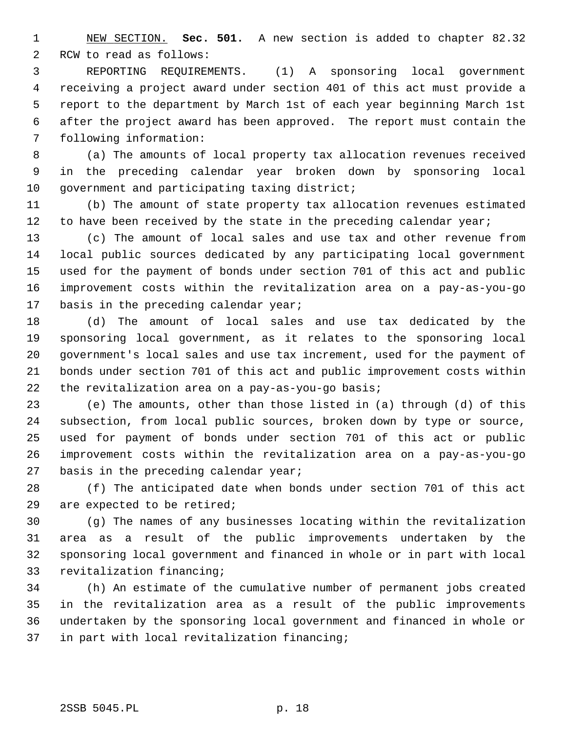NEW SECTION. **Sec. 501.** A new section is added to chapter 82.32 RCW to read as follows:

REPORTING REQUIREMENTS. (1) A sponsoring local government receiving a project award under section 401 of this act must provide a report to the department by March 1st of each year beginning March 1st after the project award has been approved. The report must contain the following information:

(a) The amounts of local property tax allocation revenues received in the preceding calendar year broken down by sponsoring local government and participating taxing district;

(b) The amount of state property tax allocation revenues estimated to have been received by the state in the preceding calendar year;

(c) The amount of local sales and use tax and other revenue from local public sources dedicated by any participating local government used for the payment of bonds under section 701 of this act and public improvement costs within the revitalization area on a pay-as-you-go basis in the preceding calendar year;

(d) The amount of local sales and use tax dedicated by the sponsoring local government, as it relates to the sponsoring local government's local sales and use tax increment, used for the payment of bonds under section 701 of this act and public improvement costs within the revitalization area on a pay-as-you-go basis;

(e) The amounts, other than those listed in (a) through (d) of this subsection, from local public sources, broken down by type or source, used for payment of bonds under section 701 of this act or public improvement costs within the revitalization area on a pay-as-you-go basis in the preceding calendar year;

(f) The anticipated date when bonds under section 701 of this act are expected to be retired;

(g) The names of any businesses locating within the revitalization area as a result of the public improvements undertaken by the sponsoring local government and financed in whole or in part with local revitalization financing;

(h) An estimate of the cumulative number of permanent jobs created in the revitalization area as a result of the public improvements undertaken by the sponsoring local government and financed in whole or in part with local revitalization financing;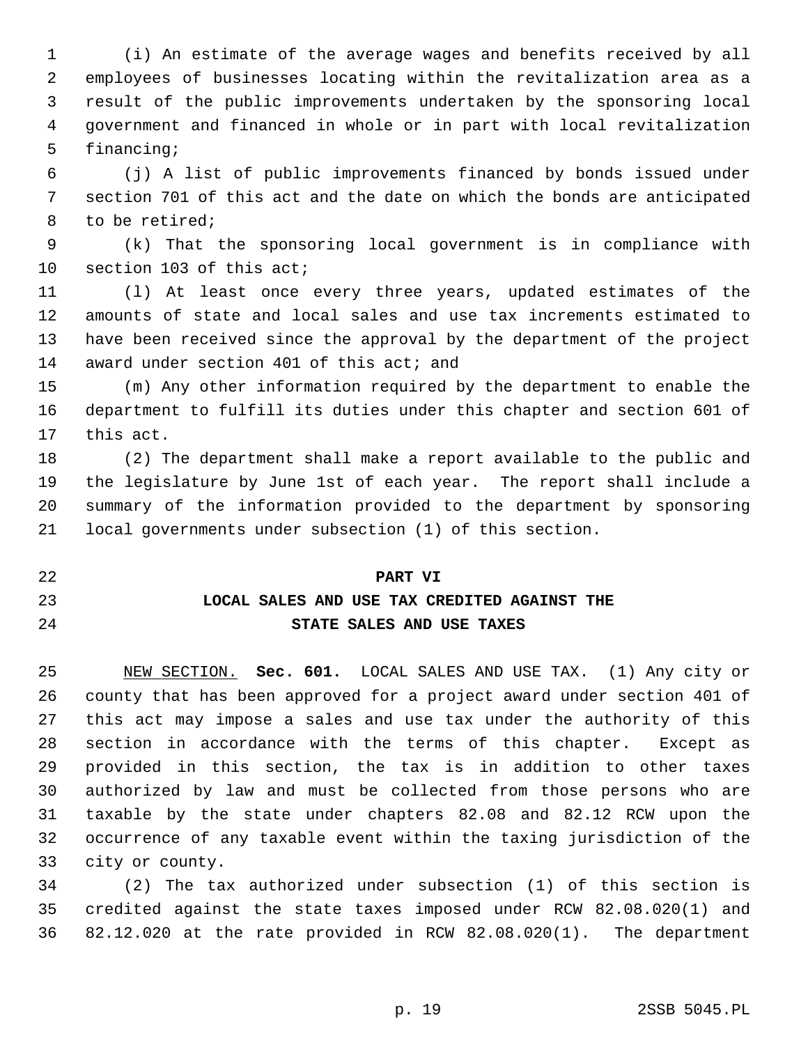(i) An estimate of the average wages and benefits received by all employees of businesses locating within the revitalization area as a result of the public improvements undertaken by the sponsoring local government and financed in whole or in part with local revitalization financing;

(j) A list of public improvements financed by bonds issued under section 701 of this act and the date on which the bonds are anticipated to be retired;

(k) That the sponsoring local government is in compliance with section 103 of this act;

(l) At least once every three years, updated estimates of the amounts of state and local sales and use tax increments estimated to have been received since the approval by the department of the project award under section 401 of this act; and

(m) Any other information required by the department to enable the department to fulfill its duties under this chapter and section 601 of this act.

(2) The department shall make a report available to the public and the legislature by June 1st of each year. The report shall include a summary of the information provided to the department by sponsoring local governments under subsection (1) of this section.

## PART VI
## LOCAL SALES AND USE TAX CREDITED AGAINST THE STATE SALES AND USE TAXES

NEW SECTION. **Sec. 601.** LOCAL SALES AND USE TAX. (1) Any city or county that has been approved for a project award under section 401 of this act may impose a sales and use tax under the authority of this section in accordance with the terms of this chapter. Except as provided in this section, the tax is in addition to other taxes authorized by law and must be collected from those persons who are taxable by the state under chapters 82.08 and 82.12 RCW upon the occurrence of any taxable event within the taxing jurisdiction of the city or county.

(2) The tax authorized under subsection (1) of this section is credited against the state taxes imposed under RCW 82.08.020(1) and 82.12.020 at the rate provided in RCW 82.08.020(1). The department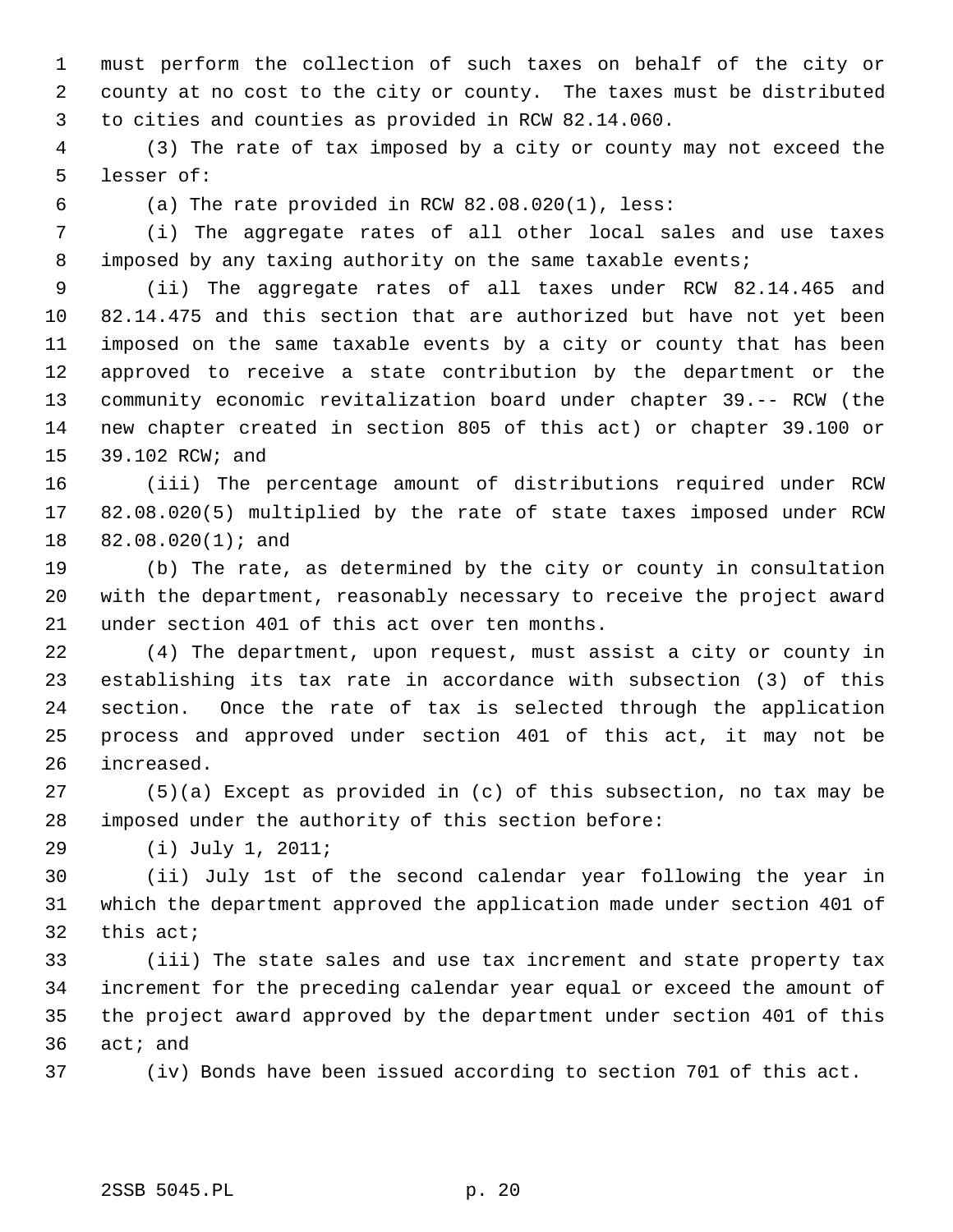must perform the collection of such taxes on behalf of the city or county at no cost to the city or county. The taxes must be distributed to cities and counties as provided in RCW 82.14.060.

(3) The rate of tax imposed by a city or county may not exceed the lesser of:

(a) The rate provided in RCW 82.08.020(1), less:

(i) The aggregate rates of all other local sales and use taxes imposed by any taxing authority on the same taxable events;

(ii) The aggregate rates of all taxes under RCW 82.14.465 and 82.14.475 and this section that are authorized but have not yet been imposed on the same taxable events by a city or county that has been approved to receive a state contribution by the department or the community economic revitalization board under chapter 39.-- RCW (the new chapter created in section 805 of this act) or chapter 39.100 or 39.102 RCW; and

(iii) The percentage amount of distributions required under RCW 82.08.020(5) multiplied by the rate of state taxes imposed under RCW 82.08.020(1); and

(b) The rate, as determined by the city or county in consultation with the department, reasonably necessary to receive the project award under section 401 of this act over ten months.

(4) The department, upon request, must assist a city or county in establishing its tax rate in accordance with subsection (3) of this section. Once the rate of tax is selected through the application process and approved under section 401 of this act, it may not be increased.

(5)(a) Except as provided in (c) of this subsection, no tax may be imposed under the authority of this section before:

(i) July 1, 2011;

(ii) July 1st of the second calendar year following the year in which the department approved the application made under section 401 of this act;

(iii) The state sales and use tax increment and state property tax increment for the preceding calendar year equal or exceed the amount of the project award approved by the department under section 401 of this act; and

(iv) Bonds have been issued according to section 701 of this act.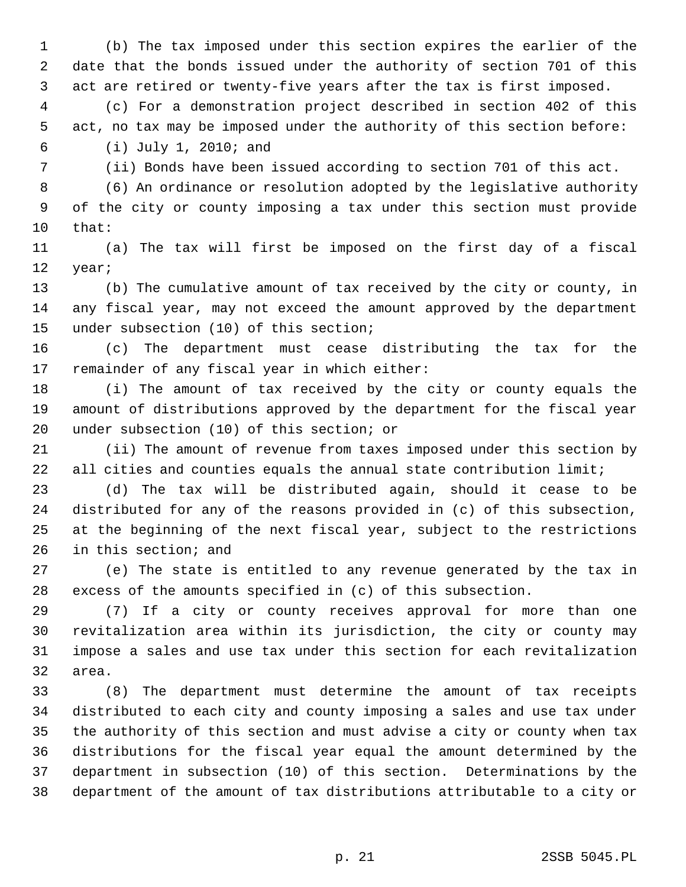(b) The tax imposed under this section expires the earlier of the date that the bonds issued under the authority of section 701 of this act are retired or twenty-five years after the tax is first imposed.

(c) For a demonstration project described in section 402 of this act, no tax may be imposed under the authority of this section before:

(i) July 1, 2010; and

(ii) Bonds have been issued according to section 701 of this act.

(6) An ordinance or resolution adopted by the legislative authority of the city or county imposing a tax under this section must provide that:

(a) The tax will first be imposed on the first day of a fiscal year;

(b) The cumulative amount of tax received by the city or county, in any fiscal year, may not exceed the amount approved by the department under subsection (10) of this section;

(c) The department must cease distributing the tax for the remainder of any fiscal year in which either:

(i) The amount of tax received by the city or county equals the amount of distributions approved by the department for the fiscal year under subsection (10) of this section; or

(ii) The amount of revenue from taxes imposed under this section by all cities and counties equals the annual state contribution limit;

(d) The tax will be distributed again, should it cease to be distributed for any of the reasons provided in (c) of this subsection, at the beginning of the next fiscal year, subject to the restrictions in this section; and

(e) The state is entitled to any revenue generated by the tax in excess of the amounts specified in (c) of this subsection.

(7) If a city or county receives approval for more than one revitalization area within its jurisdiction, the city or county may impose a sales and use tax under this section for each revitalization area.

(8) The department must determine the amount of tax receipts distributed to each city and county imposing a sales and use tax under the authority of this section and must advise a city or county when tax distributions for the fiscal year equal the amount determined by the department in subsection (10) of this section. Determinations by the department of the amount of tax distributions attributable to a city or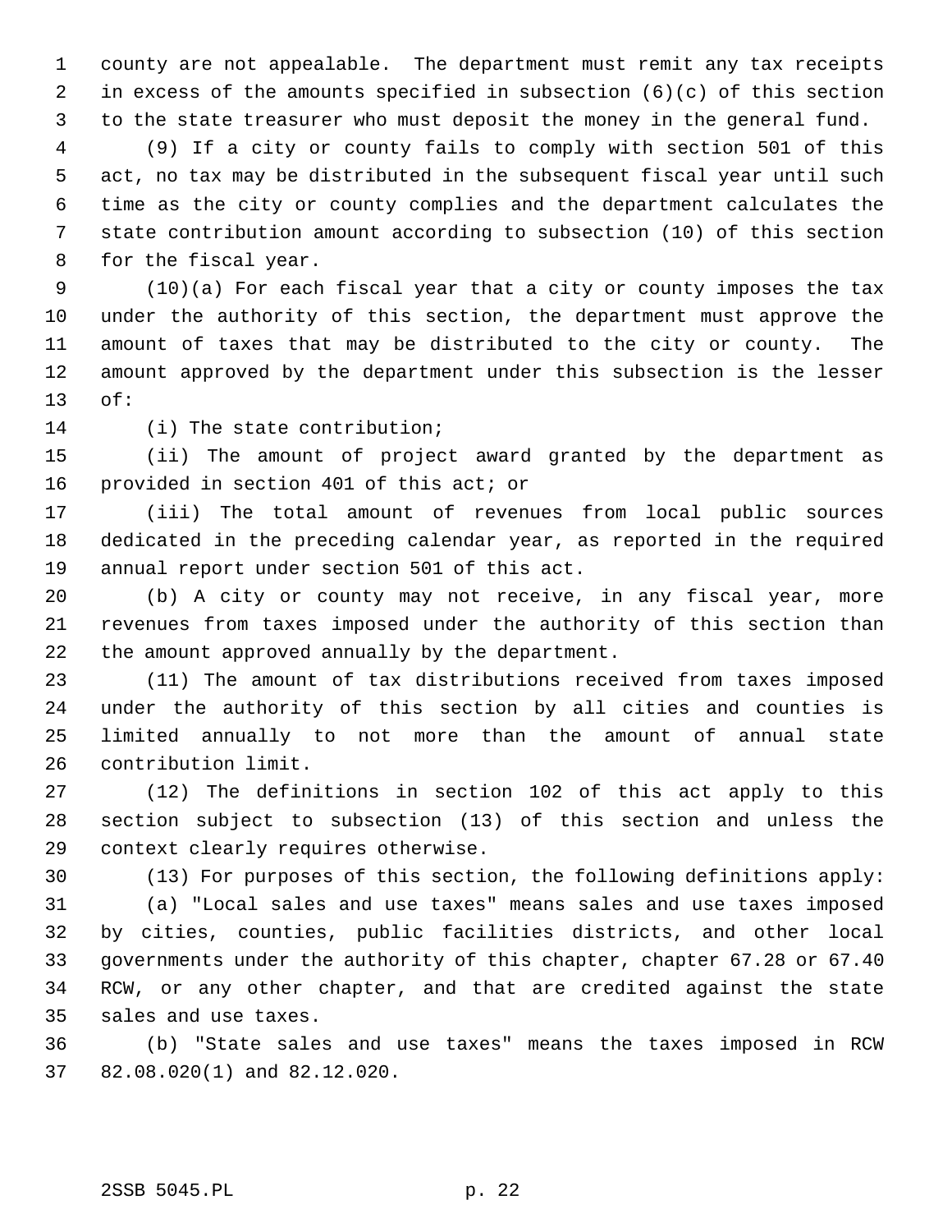county are not appealable. The department must remit any tax receipts in excess of the amounts specified in subsection (6)(c) of this section to the state treasurer who must deposit the money in the general fund.

(9) If a city or county fails to comply with section 501 of this act, no tax may be distributed in the subsequent fiscal year until such time as the city or county complies and the department calculates the state contribution amount according to subsection (10) of this section for the fiscal year.

(10)(a) For each fiscal year that a city or county imposes the tax under the authority of this section, the department must approve the amount of taxes that may be distributed to the city or county. The amount approved by the department under this subsection is the lesser of:

(i) The state contribution;

(ii) The amount of project award granted by the department as provided in section 401 of this act; or

(iii) The total amount of revenues from local public sources dedicated in the preceding calendar year, as reported in the required annual report under section 501 of this act.

(b) A city or county may not receive, in any fiscal year, more revenues from taxes imposed under the authority of this section than the amount approved annually by the department.

(11) The amount of tax distributions received from taxes imposed under the authority of this section by all cities and counties is limited annually to not more than the amount of annual state contribution limit.

(12) The definitions in section 102 of this act apply to this section subject to subsection (13) of this section and unless the context clearly requires otherwise.

(13) For purposes of this section, the following definitions apply:

(a) "Local sales and use taxes" means sales and use taxes imposed by cities, counties, public facilities districts, and other local governments under the authority of this chapter, chapter 67.28 or 67.40 RCW, or any other chapter, and that are credited against the state sales and use taxes.

(b) "State sales and use taxes" means the taxes imposed in RCW 82.08.020(1) and 82.12.020.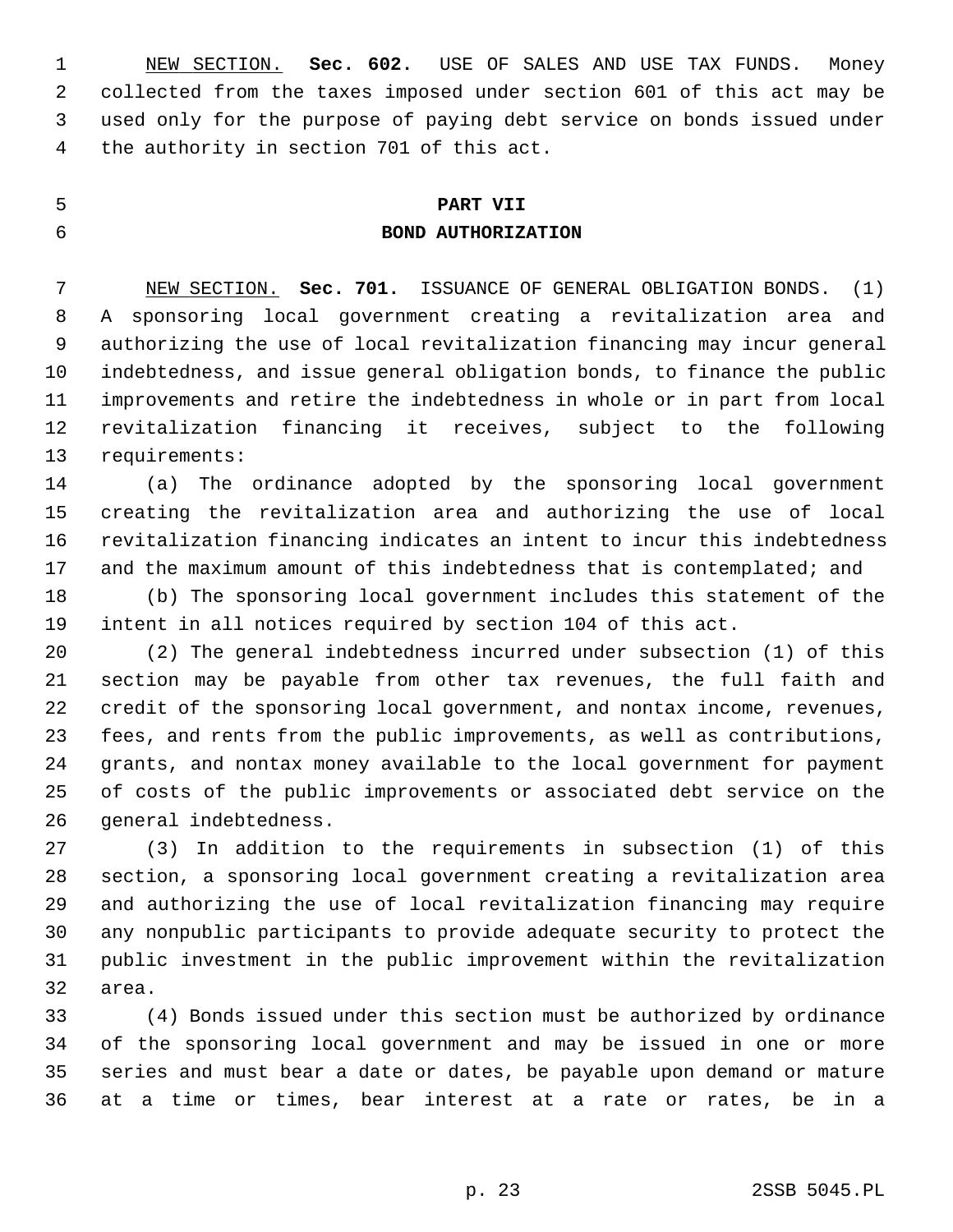NEW SECTION. **Sec. 602.** USE OF SALES AND USE TAX FUNDS. Money collected from the taxes imposed under section 601 of this act may be used only for the purpose of paying debt service on bonds issued under the authority in section 701 of this act.

## PART VII
## BOND AUTHORIZATION

NEW SECTION. **Sec. 701.** ISSUANCE OF GENERAL OBLIGATION BONDS. (1) A sponsoring local government creating a revitalization area and authorizing the use of local revitalization financing may incur general indebtedness, and issue general obligation bonds, to finance the public improvements and retire the indebtedness in whole or in part from local revitalization financing it receives, subject to the following requirements:

(a) The ordinance adopted by the sponsoring local government creating the revitalization area and authorizing the use of local revitalization financing indicates an intent to incur this indebtedness and the maximum amount of this indebtedness that is contemplated; and

(b) The sponsoring local government includes this statement of the intent in all notices required by section 104 of this act.

(2) The general indebtedness incurred under subsection (1) of this section may be payable from other tax revenues, the full faith and credit of the sponsoring local government, and nontax income, revenues, fees, and rents from the public improvements, as well as contributions, grants, and nontax money available to the local government for payment of costs of the public improvements or associated debt service on the general indebtedness.

(3) In addition to the requirements in subsection (1) of this section, a sponsoring local government creating a revitalization area and authorizing the use of local revitalization financing may require any nonpublic participants to provide adequate security to protect the public investment in the public improvement within the revitalization area.

(4) Bonds issued under this section must be authorized by ordinance of the sponsoring local government and may be issued in one or more series and must bear a date or dates, be payable upon demand or mature at a time or times, bear interest at a rate or rates, be in a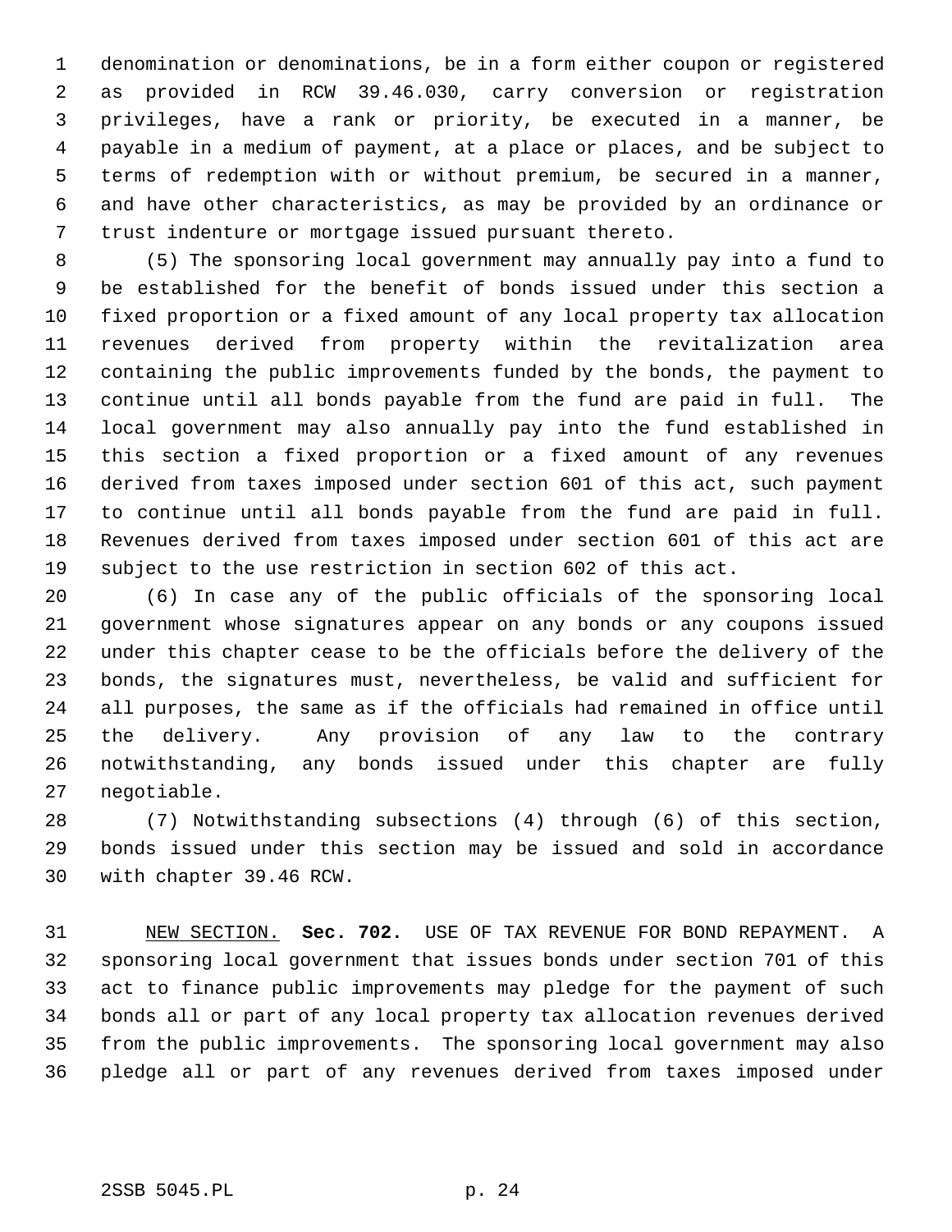denomination or denominations, be in a form either coupon or registered as provided in RCW 39.46.030, carry conversion or registration privileges, have a rank or priority, be executed in a manner, be payable in a medium of payment, at a place or places, and be subject to terms of redemption with or without premium, be secured in a manner, and have other characteristics, as may be provided by an ordinance or trust indenture or mortgage issued pursuant thereto.

(5) The sponsoring local government may annually pay into a fund to be established for the benefit of bonds issued under this section a fixed proportion or a fixed amount of any local property tax allocation revenues derived from property within the revitalization area containing the public improvements funded by the bonds, the payment to continue until all bonds payable from the fund are paid in full. The local government may also annually pay into the fund established in this section a fixed proportion or a fixed amount of any revenues derived from taxes imposed under section 601 of this act, such payment to continue until all bonds payable from the fund are paid in full. Revenues derived from taxes imposed under section 601 of this act are subject to the use restriction in section 602 of this act.

(6) In case any of the public officials of the sponsoring local government whose signatures appear on any bonds or any coupons issued under this chapter cease to be the officials before the delivery of the bonds, the signatures must, nevertheless, be valid and sufficient for all purposes, the same as if the officials had remained in office until the delivery. Any provision of any law to the contrary notwithstanding, any bonds issued under this chapter are fully negotiable.

(7) Notwithstanding subsections (4) through (6) of this section, bonds issued under this section may be issued and sold in accordance with chapter 39.46 RCW.

NEW SECTION. **Sec. 702.** USE OF TAX REVENUE FOR BOND REPAYMENT. A sponsoring local government that issues bonds under section 701 of this act to finance public improvements may pledge for the payment of such bonds all or part of any local property tax allocation revenues derived from the public improvements. The sponsoring local government may also pledge all or part of any revenues derived from taxes imposed under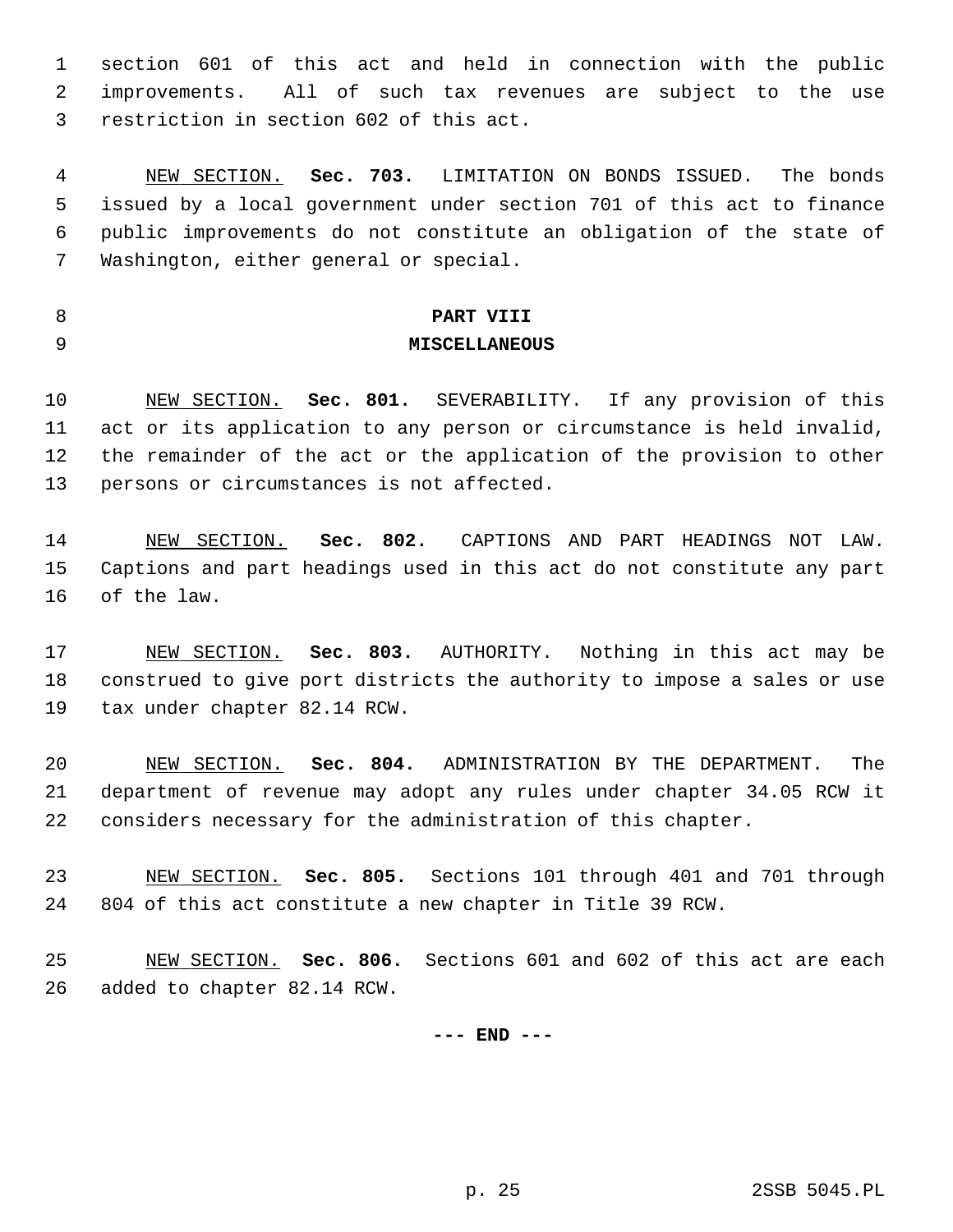section 601 of this act and held in connection with the public improvements. All of such tax revenues are subject to the use restriction in section 602 of this act.

NEW SECTION. **Sec. 703.** LIMITATION ON BONDS ISSUED. The bonds issued by a local government under section 701 of this act to finance public improvements do not constitute an obligation of the state of Washington, either general or special.

## PART VIII
## MISCELLANEOUS

NEW SECTION. **Sec. 801.** SEVERABILITY. If any provision of this act or its application to any person or circumstance is held invalid, the remainder of the act or the application of the provision to other persons or circumstances is not affected.

NEW SECTION. **Sec. 802.** CAPTIONS AND PART HEADINGS NOT LAW. Captions and part headings used in this act do not constitute any part of the law.

NEW SECTION. **Sec. 803.** AUTHORITY. Nothing in this act may be construed to give port districts the authority to impose a sales or use tax under chapter 82.14 RCW.

NEW SECTION. **Sec. 804.** ADMINISTRATION BY THE DEPARTMENT. The department of revenue may adopt any rules under chapter 34.05 RCW it considers necessary for the administration of this chapter.

NEW SECTION. **Sec. 805.** Sections 101 through 401 and 701 through 804 of this act constitute a new chapter in Title 39 RCW.

NEW SECTION. **Sec. 806.** Sections 601 and 602 of this act are each added to chapter 82.14 RCW.

**--- END ---**